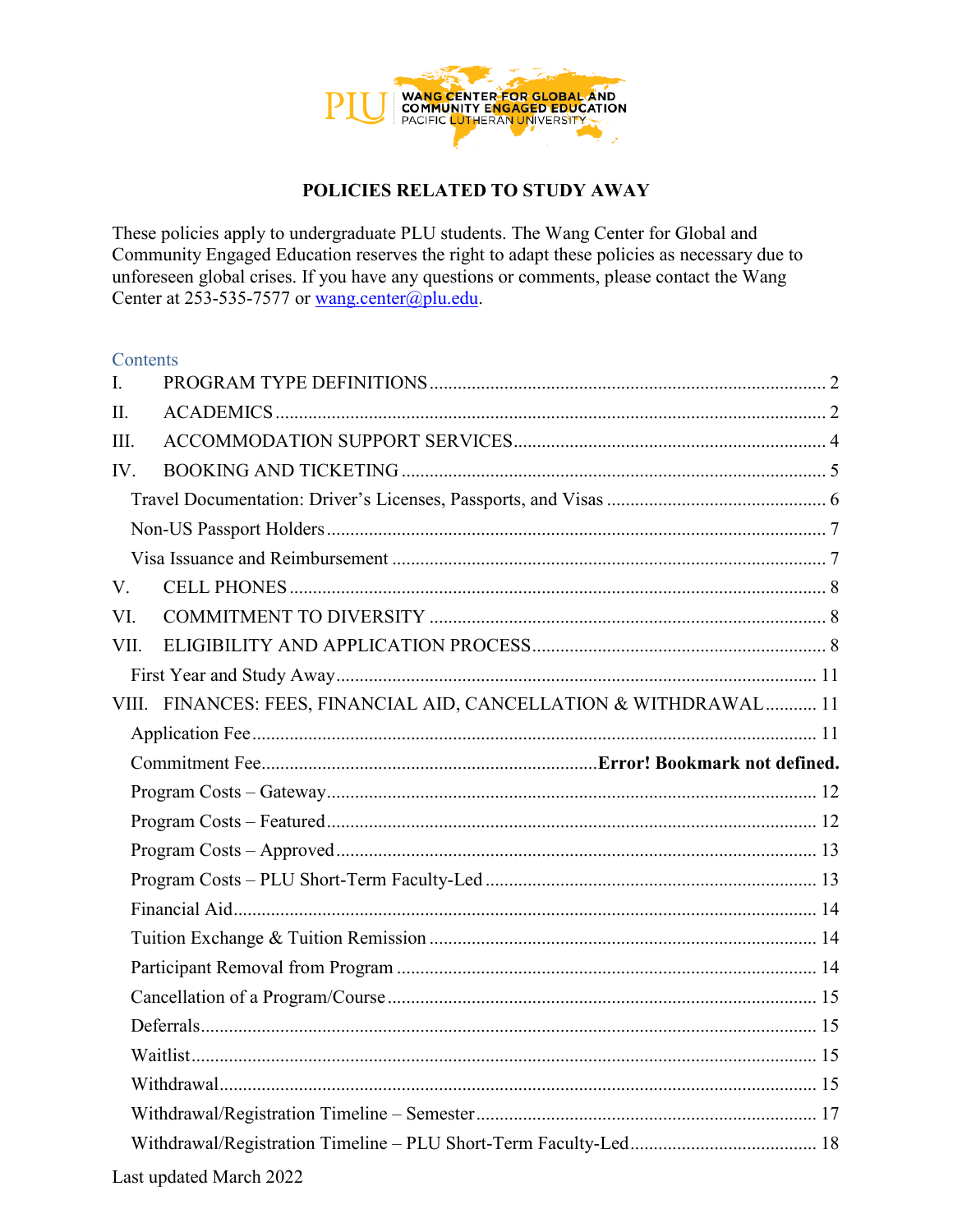PLU | WANG CENTER FOR GLOBAL AND COMMUNITY ENGAGED EDUCATION
PACIFIC LUTHERAN UNIVERSITY

# POLICIES RELATED TO STUDY AWAY

These policies apply to undergraduate PLU students. The Wang Center for Global and Community Engaged Education reserves the right to adapt these policies as necessary due to unforeseen global crises. If you have any questions or comments, please contact the Wang Center at 253-535-7577 or wang.center@plu.edu.

## Contents

- I. PROGRAM TYPE DEFINITIONS ..... 2
- II. ACADEMICS ..... 2
- III. ACCOMMODATION SUPPORT SERVICES ..... 4
- IV. BOOKING AND TICKETING ..... 5
  - Travel Documentation: Driver's Licenses, Passports, and Visas ..... 6
  - Non-US Passport Holders ..... 7
  - Visa Issuance and Reimbursement ..... 7
- V. CELL PHONES ..... 8
- VI. COMMITMENT TO DIVERSITY ..... 8
- VII. ELIGIBILITY AND APPLICATION PROCESS ..... 8
  - First Year and Study Away ..... 11
- VIII. FINANCES: FEES, FINANCIAL AID, CANCELLATION & WITHDRAWAL ..... 11
  - Application Fee ..... 11
  - Commitment Fee ..... **Error! Bookmark not defined.**
  - Program Costs – Gateway ..... 12
  - Program Costs – Featured ..... 12
  - Program Costs – Approved ..... 13
  - Program Costs – PLU Short-Term Faculty-Led ..... 13
  - Financial Aid ..... 14
  - Tuition Exchange & Tuition Remission ..... 14
  - Participant Removal from Program ..... 14
  - Cancellation of a Program/Course ..... 15
  - Deferrals ..... 15
  - Waitlist ..... 15
  - Withdrawal ..... 15
  - Withdrawal/Registration Timeline – Semester ..... 17
  - Withdrawal/Registration Timeline – PLU Short-Term Faculty-Led ..... 18

Last updated March 2022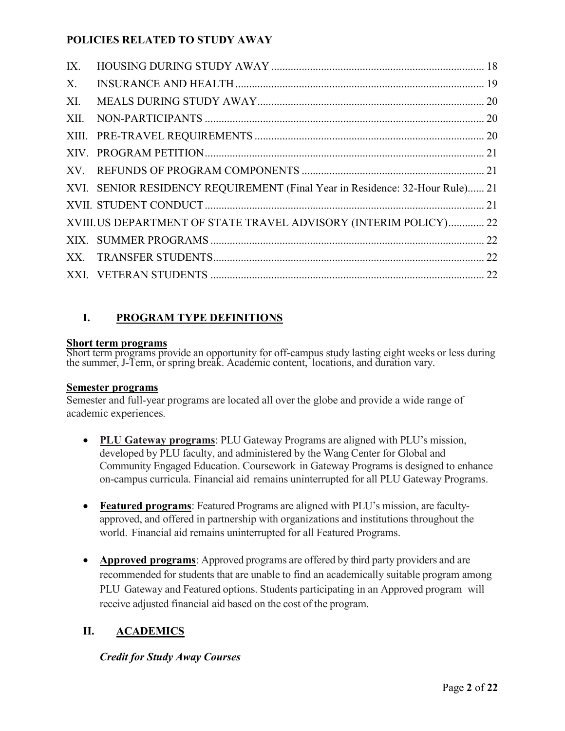**POLICIES RELATED TO STUDY AWAY**

| | | |
|---|---|---|
| IX. | HOUSING DURING STUDY AWAY | 18 |
| X. | INSURANCE AND HEALTH | 19 |
| XI. | MEALS DURING STUDY AWAY | 20 |
| XII. | NON-PARTICIPANTS | 20 |
| XIII. | PRE-TRAVEL REQUIREMENTS | 20 |
| XIV. | PROGRAM PETITION | 21 |
| XV. | REFUNDS OF PROGRAM COMPONENTS | 21 |
| XVI. | SENIOR RESIDENCY REQUIREMENT (Final Year in Residence: 32-Hour Rule) | 21 |
| XVII. | STUDENT CONDUCT | 21 |
| XVIII. | US DEPARTMENT OF STATE TRAVEL ADVISORY (INTERIM POLICY) | 22 |
| XIX. | SUMMER PROGRAMS | 22 |
| XX. | TRANSFER STUDENTS | 22 |
| XXI. | VETERAN STUDENTS | 22 |

## I. PROGRAM TYPE DEFINITIONS

**Short term programs**

Short term programs provide an opportunity for off-campus study lasting eight weeks or less during the summer, J-Term, or spring break. Academic content, locations, and duration vary.

**Semester programs**

Semester and full-year programs are located all over the globe and provide a wide range of academic experiences.

- **PLU Gateway programs**: PLU Gateway Programs are aligned with PLU's mission, developed by PLU faculty, and administered by the Wang Center for Global and Community Engaged Education. Coursework in Gateway Programs is designed to enhance on-campus curricula. Financial aid remains uninterrupted for all PLU Gateway Programs.

- **Featured programs**: Featured Programs are aligned with PLU's mission, are faculty-approved, and offered in partnership with organizations and institutions throughout the world. Financial aid remains uninterrupted for all Featured Programs.

- **Approved programs**: Approved programs are offered by third party providers and are recommended for students that are unable to find an academically suitable program among PLU Gateway and Featured options. Students participating in an Approved program will receive adjusted financial aid based on the cost of the program.

## II. ACADEMICS

***Credit for Study Away Courses***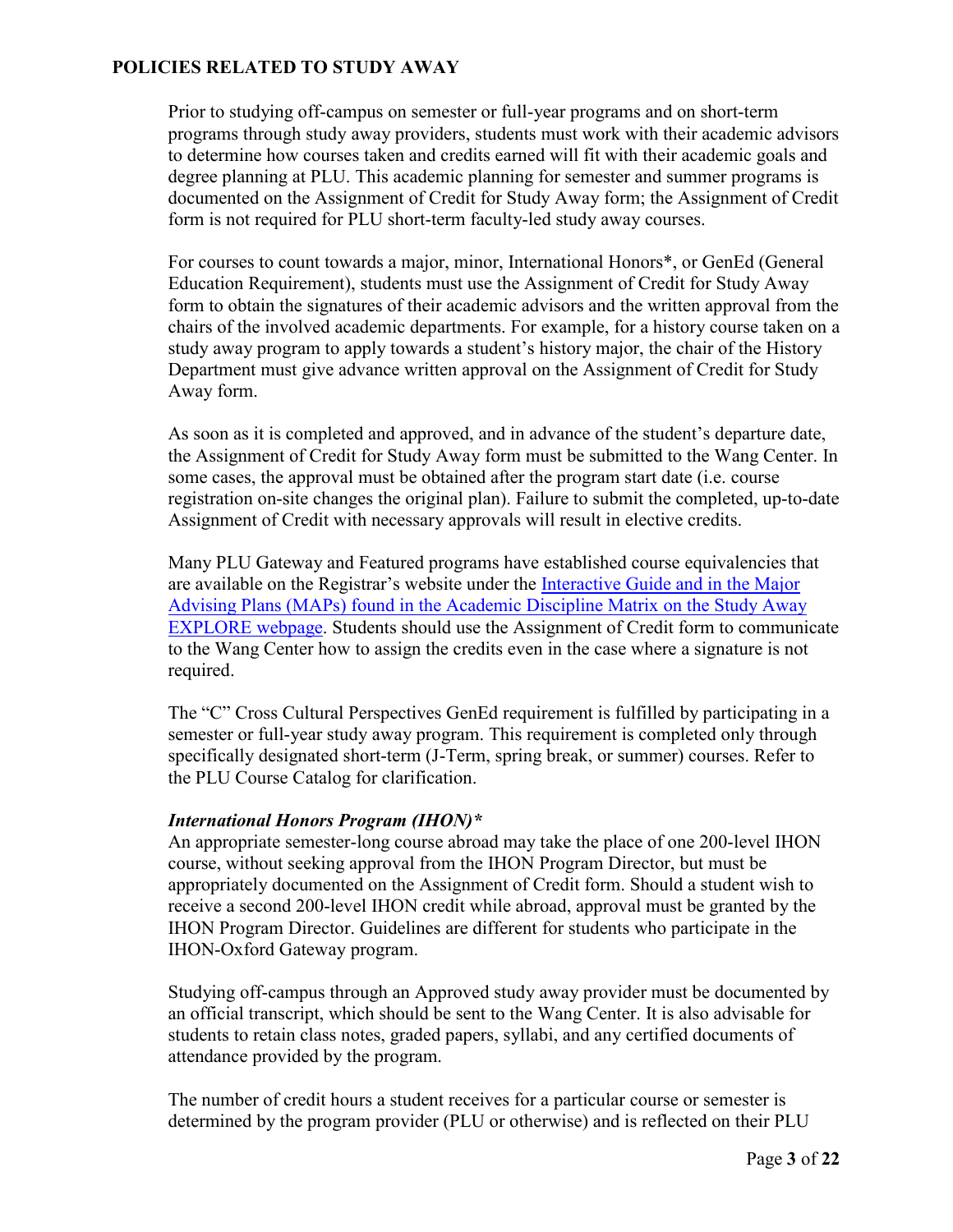**POLICIES RELATED TO STUDY AWAY**

Prior to studying off-campus on semester or full-year programs and on short-term programs through study away providers, students must work with their academic advisors to determine how courses taken and credits earned will fit with their academic goals and degree planning at PLU. This academic planning for semester and summer programs is documented on the Assignment of Credit for Study Away form; the Assignment of Credit form is not required for PLU short-term faculty-led study away courses.

For courses to count towards a major, minor, International Honors*, or GenEd (General Education Requirement), students must use the Assignment of Credit for Study Away form to obtain the signatures of their academic advisors and the written approval from the chairs of the involved academic departments. For example, for a history course taken on a study away program to apply towards a student's history major, the chair of the History Department must give advance written approval on the Assignment of Credit for Study Away form.

As soon as it is completed and approved, and in advance of the student's departure date, the Assignment of Credit for Study Away form must be submitted to the Wang Center. In some cases, the approval must be obtained after the program start date (i.e. course registration on-site changes the original plan). Failure to submit the completed, up-to-date Assignment of Credit with necessary approvals will result in elective credits.

Many PLU Gateway and Featured programs have established course equivalencies that are available on the Registrar's website under the Interactive Guide and in the Major Advising Plans (MAPs) found in the Academic Discipline Matrix on the Study Away EXPLORE webpage. Students should use the Assignment of Credit form to communicate to the Wang Center how to assign the credits even in the case where a signature is not required.

The "C" Cross Cultural Perspectives GenEd requirement is fulfilled by participating in a semester or full-year study away program. This requirement is completed only through specifically designated short-term (J-Term, spring break, or summer) courses. Refer to the PLU Course Catalog for clarification.

***International Honors Program (IHON)****

An appropriate semester-long course abroad may take the place of one 200-level IHON course, without seeking approval from the IHON Program Director, but must be appropriately documented on the Assignment of Credit form. Should a student wish to receive a second 200-level IHON credit while abroad, approval must be granted by the IHON Program Director. Guidelines are different for students who participate in the IHON-Oxford Gateway program.

Studying off-campus through an Approved study away provider must be documented by an official transcript, which should be sent to the Wang Center. It is also advisable for students to retain class notes, graded papers, syllabi, and any certified documents of attendance provided by the program.

The number of credit hours a student receives for a particular course or semester is determined by the program provider (PLU or otherwise) and is reflected on their PLU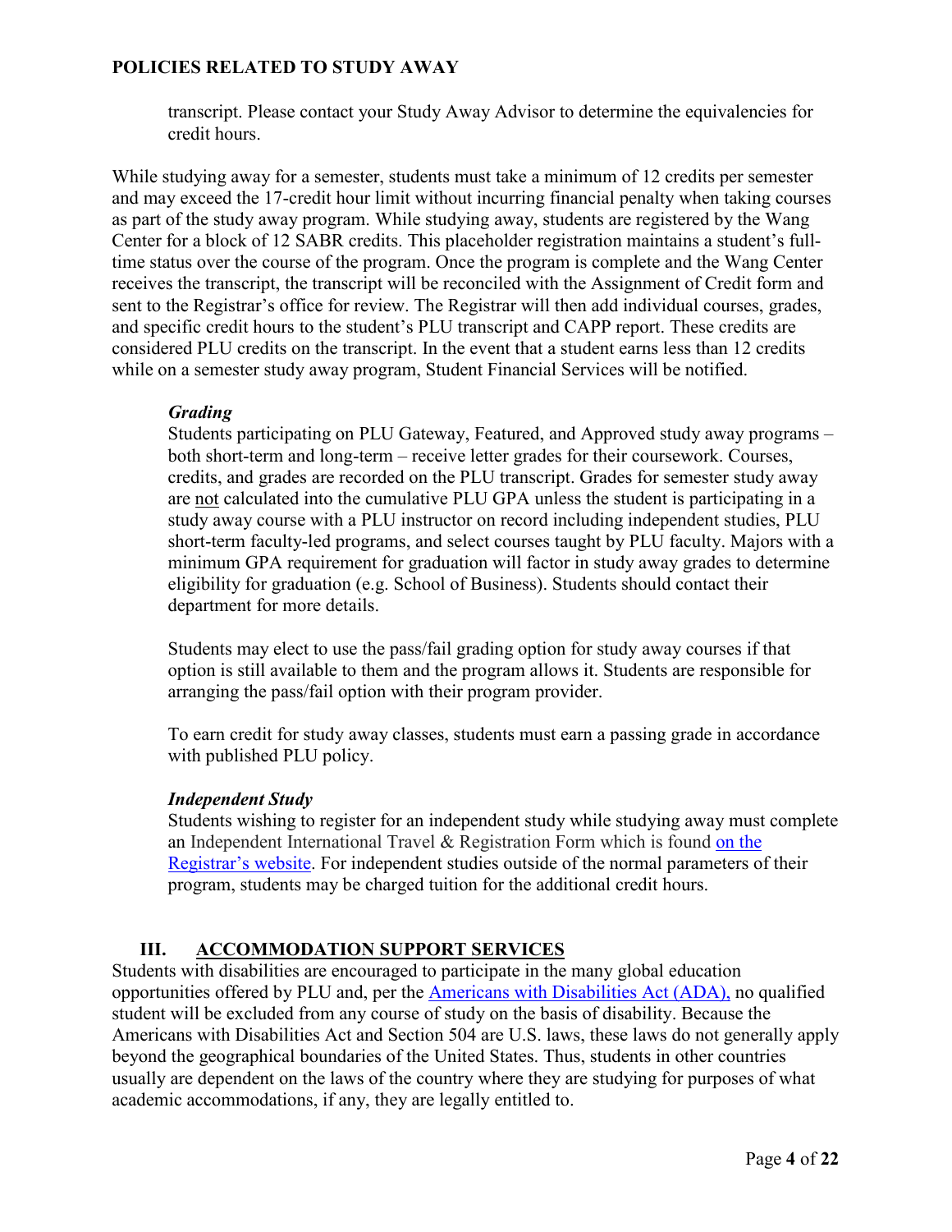transcript. Please contact your Study Away Advisor to determine the equivalencies for credit hours.

While studying away for a semester, students must take a minimum of 12 credits per semester and may exceed the 17-credit hour limit without incurring financial penalty when taking courses as part of the study away program. While studying away, students are registered by the Wang Center for a block of 12 SABR credits. This placeholder registration maintains a student's full-time status over the course of the program. Once the program is complete and the Wang Center receives the transcript, the transcript will be reconciled with the Assignment of Credit form and sent to the Registrar's office for review. The Registrar will then add individual courses, grades, and specific credit hours to the student's PLU transcript and CAPP report. These credits are considered PLU credits on the transcript. In the event that a student earns less than 12 credits while on a semester study away program, Student Financial Services will be notified.

***Grading***

Students participating on PLU Gateway, Featured, and Approved study away programs – both short-term and long-term – receive letter grades for their coursework. Courses, credits, and grades are recorded on the PLU transcript. Grades for semester study away are <u>not</u> calculated into the cumulative PLU GPA unless the student is participating in a study away course with a PLU instructor on record including independent studies, PLU short-term faculty-led programs, and select courses taught by PLU faculty. Majors with a minimum GPA requirement for graduation will factor in study away grades to determine eligibility for graduation (e.g. School of Business). Students should contact their department for more details.

Students may elect to use the pass/fail grading option for study away courses if that option is still available to them and the program allows it. Students are responsible for arranging the pass/fail option with their program provider.

To earn credit for study away classes, students must earn a passing grade in accordance with published PLU policy.

***Independent Study***

Students wishing to register for an independent study while studying away must complete an Independent International Travel & Registration Form which is found [on the Registrar's website](). For independent studies outside of the normal parameters of their program, students may be charged tuition for the additional credit hours.

## III. <u>ACCOMMODATION SUPPORT SERVICES</u>

Students with disabilities are encouraged to participate in the many global education opportunities offered by PLU and, per the [Americans with Disabilities Act (ADA),]() no qualified student will be excluded from any course of study on the basis of disability. Because the Americans with Disabilities Act and Section 504 are U.S. laws, these laws do not generally apply beyond the geographical boundaries of the United States. Thus, students in other countries usually are dependent on the laws of the country where they are studying for purposes of what academic accommodations, if any, they are legally entitled to.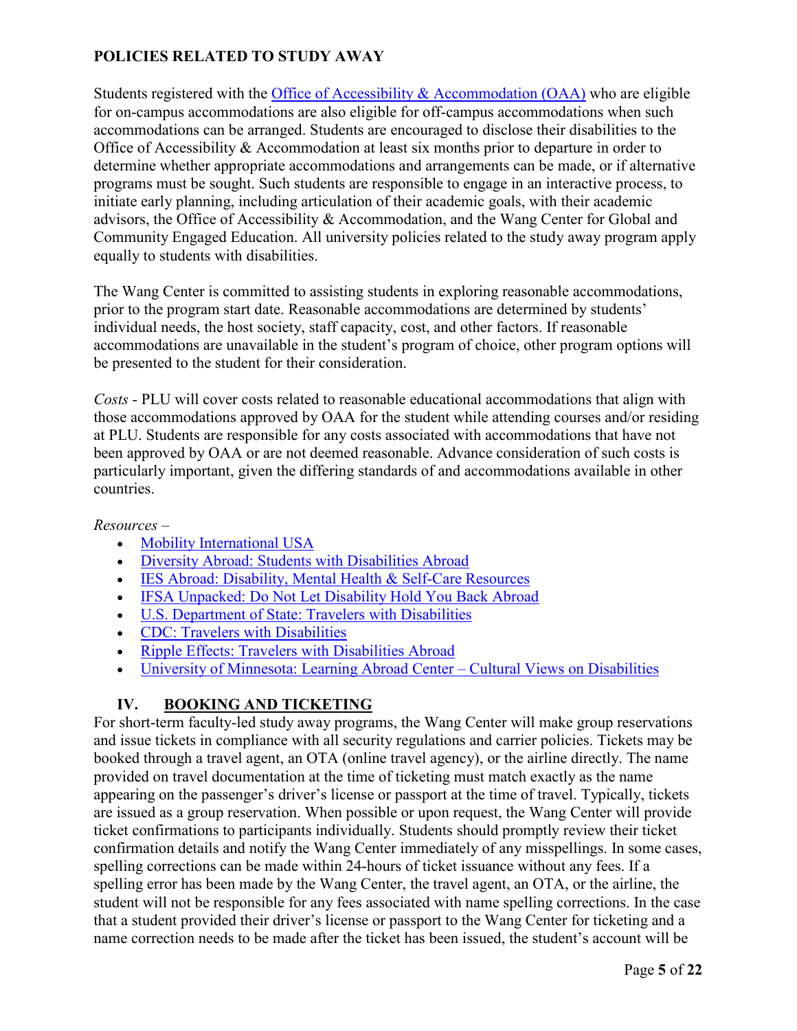**POLICIES RELATED TO STUDY AWAY**

Students registered with the [Office of Accessibility & Accommodation (OAA)]() who are eligible for on-campus accommodations are also eligible for off-campus accommodations when such accommodations can be arranged. Students are encouraged to disclose their disabilities to the Office of Accessibility & Accommodation at least six months prior to departure in order to determine whether appropriate accommodations and arrangements can be made, or if alternative programs must be sought. Such students are responsible to engage in an interactive process, to initiate early planning, including articulation of their academic goals, with their academic advisors, the Office of Accessibility & Accommodation, and the Wang Center for Global and Community Engaged Education. All university policies related to the study away program apply equally to students with disabilities.

The Wang Center is committed to assisting students in exploring reasonable accommodations, prior to the program start date. Reasonable accommodations are determined by students' individual needs, the host society, staff capacity, cost, and other factors. If reasonable accommodations are unavailable in the student's program of choice, other program options will be presented to the student for their consideration.

*Costs* - PLU will cover costs related to reasonable educational accommodations that align with those accommodations approved by OAA for the student while attending courses and/or residing at PLU. Students are responsible for any costs associated with accommodations that have not been approved by OAA or are not deemed reasonable. Advance consideration of such costs is particularly important, given the differing standards of and accommodations available in other countries.

*Resources –*

- Mobility International USA
- Diversity Abroad: Students with Disabilities Abroad
- IES Abroad: Disability, Mental Health & Self-Care Resources
- IFSA Unpacked: Do Not Let Disability Hold You Back Abroad
- U.S. Department of State: Travelers with Disabilities
- CDC: Travelers with Disabilities
- Ripple Effects: Travelers with Disabilities Abroad
- University of Minnesota: Learning Abroad Center – Cultural Views on Disabilities

## IV. BOOKING AND TICKETING

For short-term faculty-led study away programs, the Wang Center will make group reservations and issue tickets in compliance with all security regulations and carrier policies. Tickets may be booked through a travel agent, an OTA (online travel agency), or the airline directly. The name provided on travel documentation at the time of ticketing must match exactly as the name appearing on the passenger's driver's license or passport at the time of travel. Typically, tickets are issued as a group reservation. When possible or upon request, the Wang Center will provide ticket confirmations to participants individually. Students should promptly review their ticket confirmation details and notify the Wang Center immediately of any misspellings. In some cases, spelling corrections can be made within 24-hours of ticket issuance without any fees. If a spelling error has been made by the Wang Center, the travel agent, an OTA, or the airline, the student will not be responsible for any fees associated with name spelling corrections. In the case that a student provided their driver's license or passport to the Wang Center for ticketing and a name correction needs to be made after the ticket has been issued, the student's account will be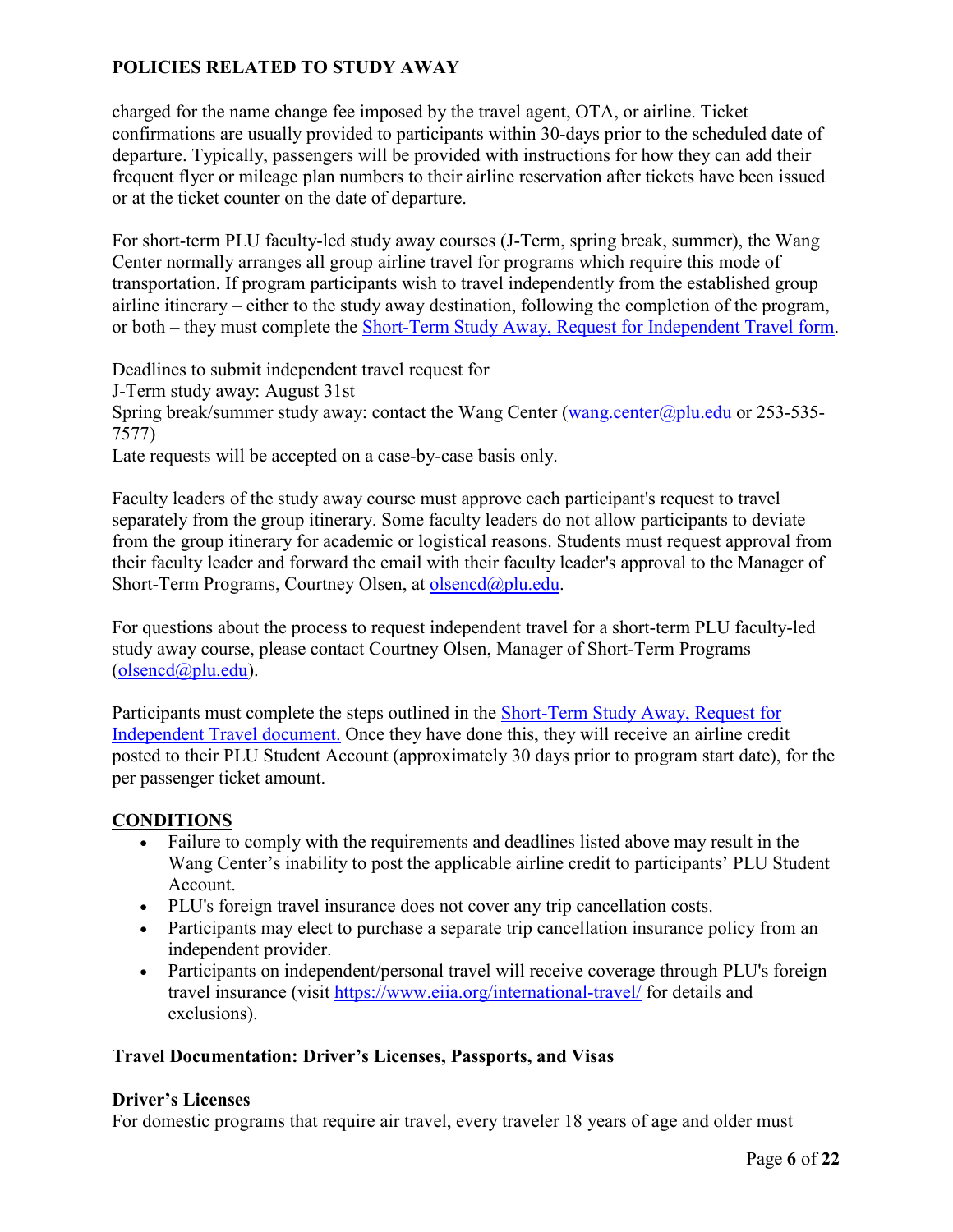charged for the name change fee imposed by the travel agent, OTA, or airline. Ticket confirmations are usually provided to participants within 30-days prior to the scheduled date of departure. Typically, passengers will be provided with instructions for how they can add their frequent flyer or mileage plan numbers to their airline reservation after tickets have been issued or at the ticket counter on the date of departure.

For short-term PLU faculty-led study away courses (J-Term, spring break, summer), the Wang Center normally arranges all group airline travel for programs which require this mode of transportation. If program participants wish to travel independently from the established group airline itinerary – either to the study away destination, following the completion of the program, or both – they must complete the [Short-Term Study Away, Request for Independent Travel form](#).

Deadlines to submit independent travel request for
J-Term study away: August 31st
Spring break/summer study away: contact the Wang Center (wang.center@plu.edu or 253-535-7577)
Late requests will be accepted on a case-by-case basis only.

Faculty leaders of the study away course must approve each participant's request to travel separately from the group itinerary. Some faculty leaders do not allow participants to deviate from the group itinerary for academic or logistical reasons. Students must request approval from their faculty leader and forward the email with their faculty leader's approval to the Manager of Short-Term Programs, Courtney Olsen, at olsencd@plu.edu.

For questions about the process to request independent travel for a short-term PLU faculty-led study away course, please contact Courtney Olsen, Manager of Short-Term Programs (olsencd@plu.edu).

Participants must complete the steps outlined in the [Short-Term Study Away, Request for Independent Travel document.](#) Once they have done this, they will receive an airline credit posted to their PLU Student Account (approximately 30 days prior to program start date), for the per passenger ticket amount.

**CONDITIONS**

- Failure to comply with the requirements and deadlines listed above may result in the Wang Center's inability to post the applicable airline credit to participants' PLU Student Account.
- PLU's foreign travel insurance does not cover any trip cancellation costs.
- Participants may elect to purchase a separate trip cancellation insurance policy from an independent provider.
- Participants on independent/personal travel will receive coverage through PLU's foreign travel insurance (visit https://www.eiia.org/international-travel/ for details and exclusions).

### Travel Documentation: Driver's Licenses, Passports, and Visas

#### Driver's Licenses

For domestic programs that require air travel, every traveler 18 years of age and older must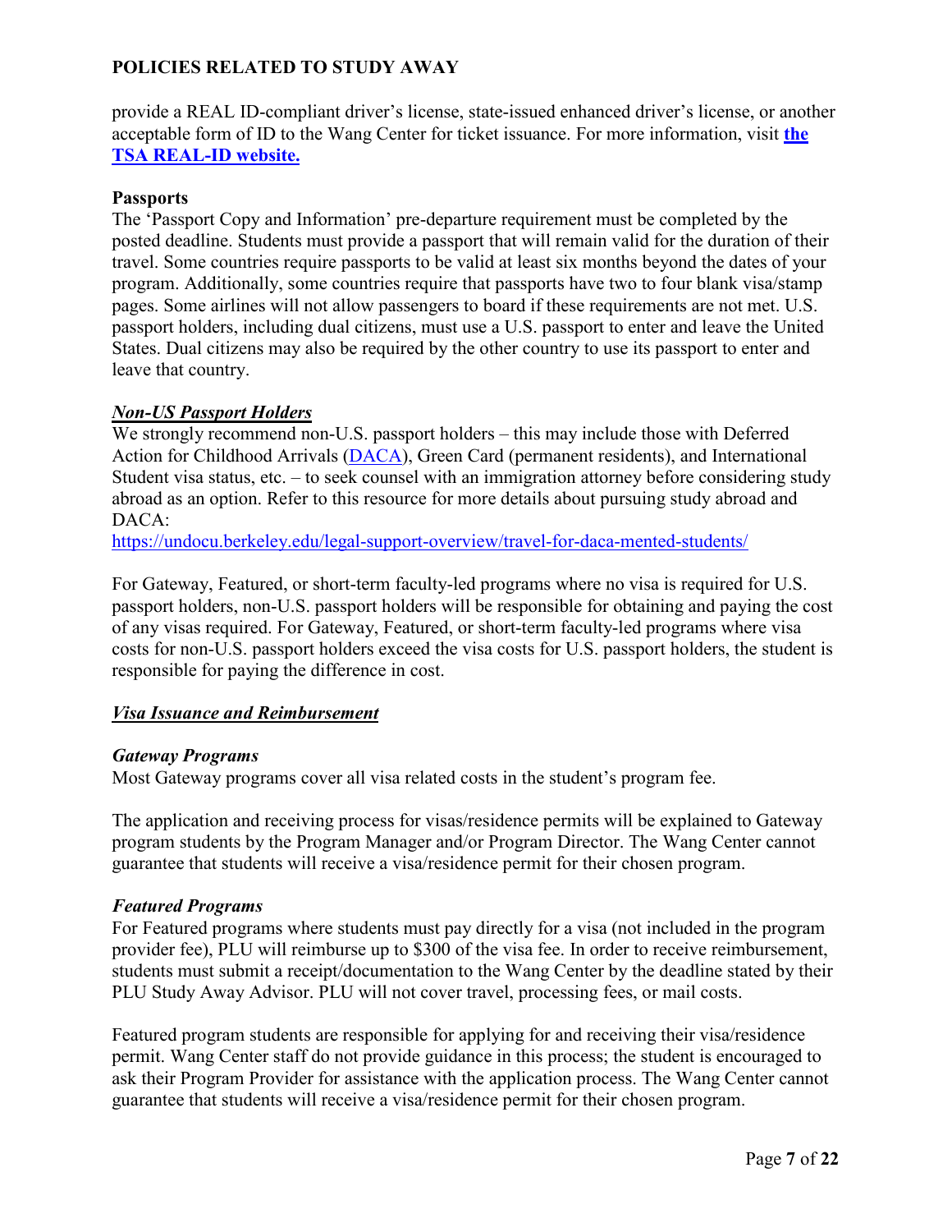provide a REAL ID-compliant driver's license, state-issued enhanced driver's license, or another acceptable form of ID to the Wang Center for ticket issuance. For more information, visit **[the TSA REAL-ID website.](#)**

**Passports**

The 'Passport Copy and Information' pre-departure requirement must be completed by the posted deadline. Students must provide a passport that will remain valid for the duration of their travel. Some countries require passports to be valid at least six months beyond the dates of your program. Additionally, some countries require that passports have two to four blank visa/stamp pages. Some airlines will not allow passengers to board if these requirements are not met. U.S. passport holders, including dual citizens, must use a U.S. passport to enter and leave the United States. Dual citizens may also be required by the other country to use its passport to enter and leave that country.

***Non-US Passport Holders***

We strongly recommend non-U.S. passport holders – this may include those with Deferred Action for Childhood Arrivals ([DACA](#)), Green Card (permanent residents), and International Student visa status, etc. – to seek counsel with an immigration attorney before considering study abroad as an option. Refer to this resource for more details about pursuing study abroad and DACA:
https://undocu.berkeley.edu/legal-support-overview/travel-for-daca-mented-students/

For Gateway, Featured, or short-term faculty-led programs where no visa is required for U.S. passport holders, non-U.S. passport holders will be responsible for obtaining and paying the cost of any visas required. For Gateway, Featured, or short-term faculty-led programs where visa costs for non-U.S. passport holders exceed the visa costs for U.S. passport holders, the student is responsible for paying the difference in cost.

***Visa Issuance and Reimbursement***

***Gateway Programs***

Most Gateway programs cover all visa related costs in the student's program fee.

The application and receiving process for visas/residence permits will be explained to Gateway program students by the Program Manager and/or Program Director. The Wang Center cannot guarantee that students will receive a visa/residence permit for their chosen program.

***Featured Programs***

For Featured programs where students must pay directly for a visa (not included in the program provider fee), PLU will reimburse up to $300 of the visa fee. In order to receive reimbursement, students must submit a receipt/documentation to the Wang Center by the deadline stated by their PLU Study Away Advisor. PLU will not cover travel, processing fees, or mail costs.

Featured program students are responsible for applying for and receiving their visa/residence permit. Wang Center staff do not provide guidance in this process; the student is encouraged to ask their Program Provider for assistance with the application process. The Wang Center cannot guarantee that students will receive a visa/residence permit for their chosen program.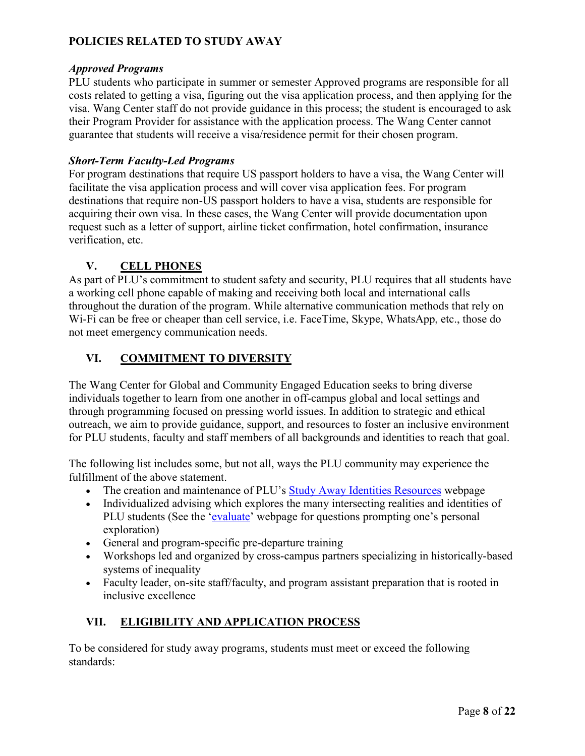**POLICIES RELATED TO STUDY AWAY**

***Approved Programs***

PLU students who participate in summer or semester Approved programs are responsible for all costs related to getting a visa, figuring out the visa application process, and then applying for the visa. Wang Center staff do not provide guidance in this process; the student is encouraged to ask their Program Provider for assistance with the application process. The Wang Center cannot guarantee that students will receive a visa/residence permit for their chosen program.

***Short-Term Faculty-Led Programs***

For program destinations that require US passport holders to have a visa, the Wang Center will facilitate the visa application process and will cover visa application fees. For program destinations that require non-US passport holders to have a visa, students are responsible for acquiring their own visa. In these cases, the Wang Center will provide documentation upon request such as a letter of support, airline ticket confirmation, hotel confirmation, insurance verification, etc.

## V. CELL PHONES

As part of PLU's commitment to student safety and security, PLU requires that all students have a working cell phone capable of making and receiving both local and international calls throughout the duration of the program. While alternative communication methods that rely on Wi-Fi can be free or cheaper than cell service, i.e. FaceTime, Skype, WhatsApp, etc., those do not meet emergency communication needs.

## VI. COMMITMENT TO DIVERSITY

The Wang Center for Global and Community Engaged Education seeks to bring diverse individuals together to learn from one another in off-campus global and local settings and through programming focused on pressing world issues. In addition to strategic and ethical outreach, we aim to provide guidance, support, and resources to foster an inclusive environment for PLU students, faculty and staff members of all backgrounds and identities to reach that goal.

The following list includes some, but not all, ways the PLU community may experience the fulfillment of the above statement.

- The creation and maintenance of PLU's Study Away Identities Resources webpage
- Individualized advising which explores the many intersecting realities and identities of PLU students (See the 'evaluate' webpage for questions prompting one's personal exploration)
- General and program-specific pre-departure training
- Workshops led and organized by cross-campus partners specializing in historically-based systems of inequality
- Faculty leader, on-site staff/faculty, and program assistant preparation that is rooted in inclusive excellence

## VII. ELIGIBILITY AND APPLICATION PROCESS

To be considered for study away programs, students must meet or exceed the following standards: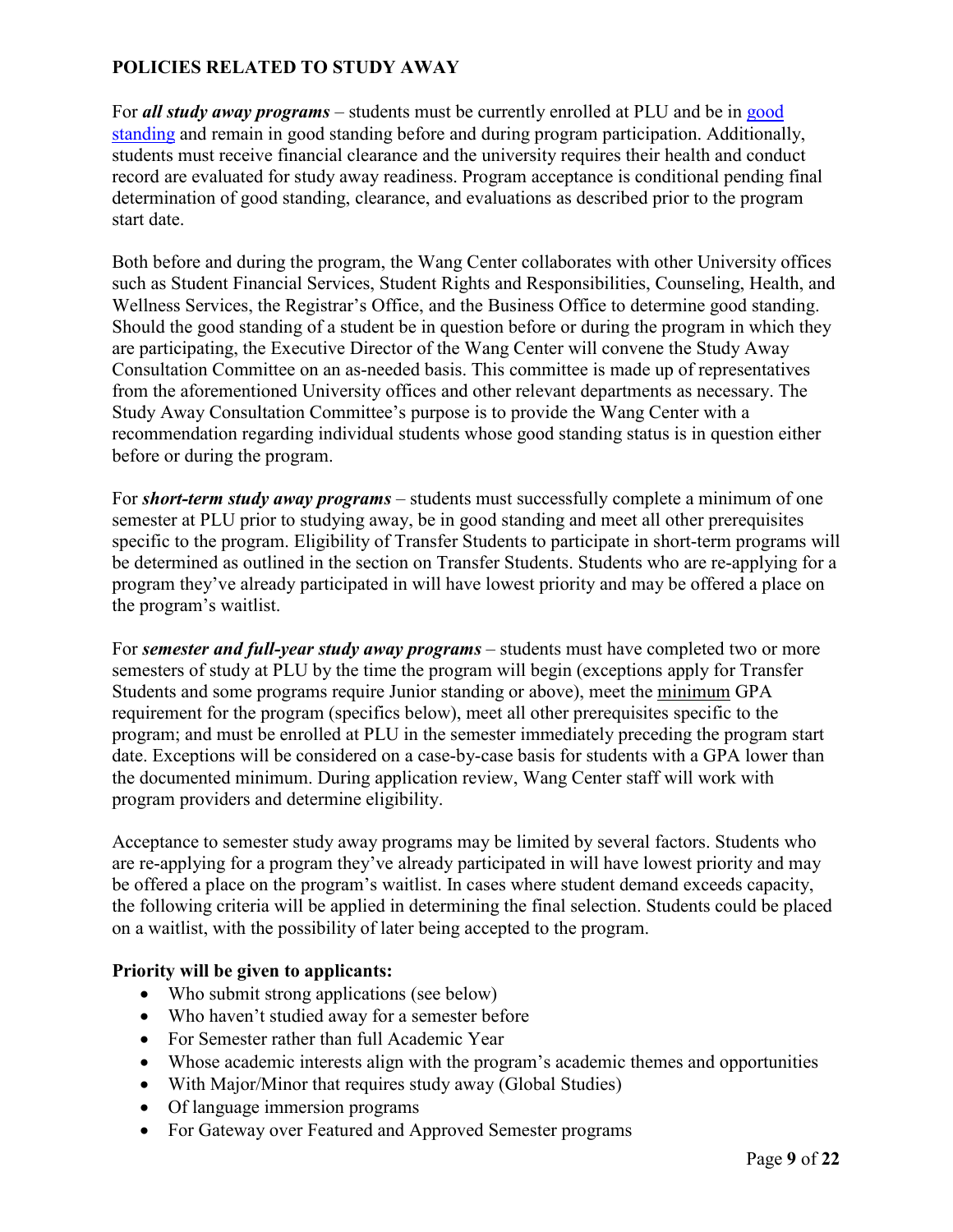## POLICIES RELATED TO STUDY AWAY

For ***all study away programs*** – students must be currently enrolled at PLU and be in good standing and remain in good standing before and during program participation. Additionally, students must receive financial clearance and the university requires their health and conduct record are evaluated for study away readiness. Program acceptance is conditional pending final determination of good standing, clearance, and evaluations as described prior to the program start date.

Both before and during the program, the Wang Center collaborates with other University offices such as Student Financial Services, Student Rights and Responsibilities, Counseling, Health, and Wellness Services, the Registrar's Office, and the Business Office to determine good standing. Should the good standing of a student be in question before or during the program in which they are participating, the Executive Director of the Wang Center will convene the Study Away Consultation Committee on an as-needed basis. This committee is made up of representatives from the aforementioned University offices and other relevant departments as necessary. The Study Away Consultation Committee's purpose is to provide the Wang Center with a recommendation regarding individual students whose good standing status is in question either before or during the program.

For ***short-term study away programs*** – students must successfully complete a minimum of one semester at PLU prior to studying away, be in good standing and meet all other prerequisites specific to the program. Eligibility of Transfer Students to participate in short-term programs will be determined as outlined in the section on Transfer Students. Students who are re-applying for a program they've already participated in will have lowest priority and may be offered a place on the program's waitlist.

For ***semester and full-year study away programs*** – students must have completed two or more semesters of study at PLU by the time the program will begin (exceptions apply for Transfer Students and some programs require Junior standing or above), meet the minimum GPA requirement for the program (specifics below), meet all other prerequisites specific to the program; and must be enrolled at PLU in the semester immediately preceding the program start date. Exceptions will be considered on a case-by-case basis for students with a GPA lower than the documented minimum. During application review, Wang Center staff will work with program providers and determine eligibility.

Acceptance to semester study away programs may be limited by several factors. Students who are re-applying for a program they've already participated in will have lowest priority and may be offered a place on the program's waitlist. In cases where student demand exceeds capacity, the following criteria will be applied in determining the final selection. Students could be placed on a waitlist, with the possibility of later being accepted to the program.

**Priority will be given to applicants:**

- Who submit strong applications (see below)
- Who haven't studied away for a semester before
- For Semester rather than full Academic Year
- Whose academic interests align with the program's academic themes and opportunities
- With Major/Minor that requires study away (Global Studies)
- Of language immersion programs
- For Gateway over Featured and Approved Semester programs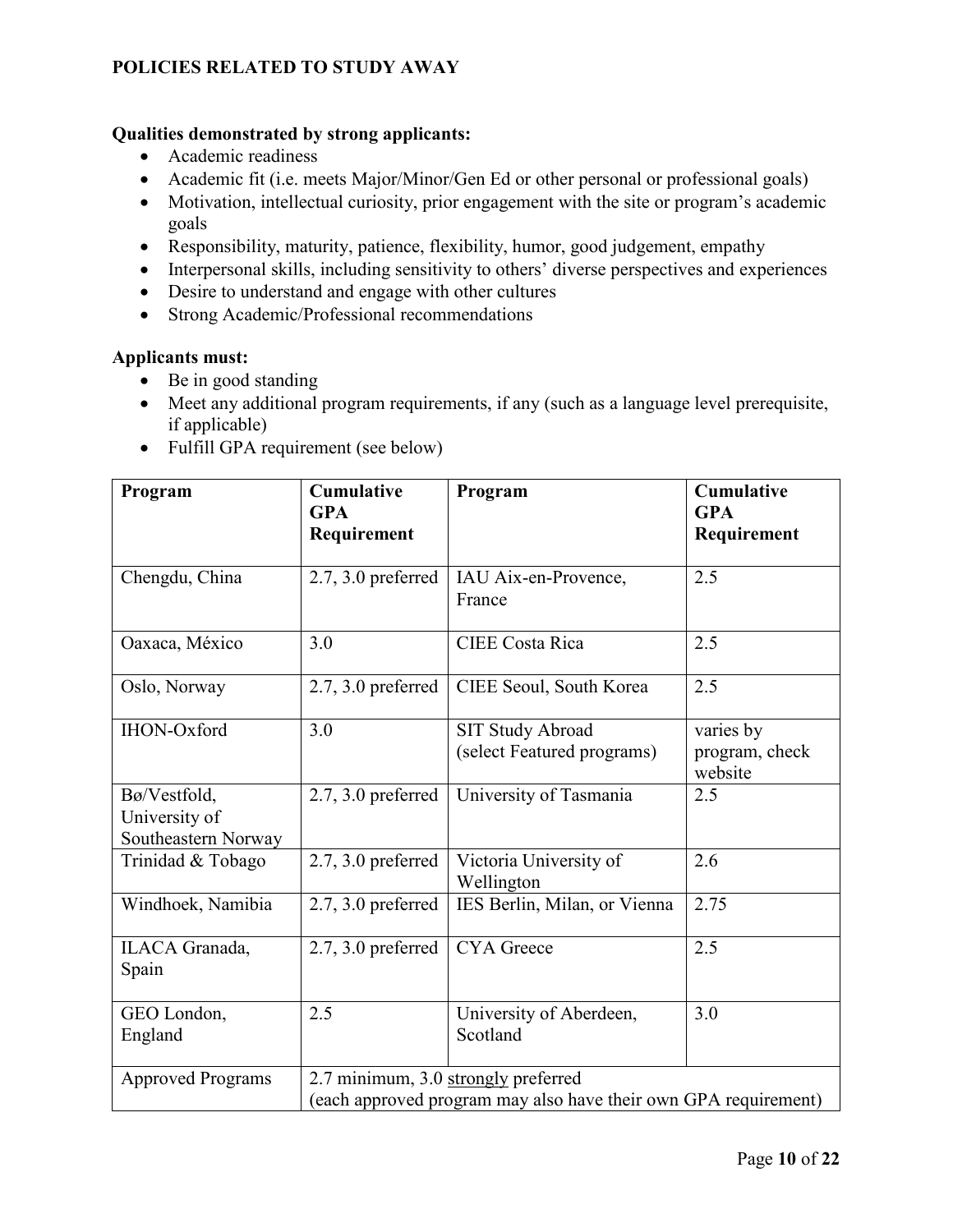## POLICIES RELATED TO STUDY AWAY

**Qualities demonstrated by strong applicants:**

- Academic readiness
- Academic fit (i.e. meets Major/Minor/Gen Ed or other personal or professional goals)
- Motivation, intellectual curiosity, prior engagement with the site or program's academic goals
- Responsibility, maturity, patience, flexibility, humor, good judgement, empathy
- Interpersonal skills, including sensitivity to others' diverse perspectives and experiences
- Desire to understand and engage with other cultures
- Strong Academic/Professional recommendations

**Applicants must:**

- Be in good standing
- Meet any additional program requirements, if any (such as a language level prerequisite, if applicable)
- Fulfill GPA requirement (see below)

| Program | Cumulative GPA Requirement | Program | Cumulative GPA Requirement |
|---|---|---|---|
| Chengdu, China | 2.7, 3.0 preferred | IAU Aix-en-Provence, France | 2.5 |
| Oaxaca, México | 3.0 | CIEE Costa Rica | 2.5 |
| Oslo, Norway | 2.7, 3.0 preferred | CIEE Seoul, South Korea | 2.5 |
| IHON-Oxford | 3.0 | SIT Study Abroad (select Featured programs) | varies by program, check website |
| Bø/Vestfold, University of Southeastern Norway | 2.7, 3.0 preferred | University of Tasmania | 2.5 |
| Trinidad & Tobago | 2.7, 3.0 preferred | Victoria University of Wellington | 2.6 |
| Windhoek, Namibia | 2.7, 3.0 preferred | IES Berlin, Milan, or Vienna | 2.75 |
| ILACA Granada, Spain | 2.7, 3.0 preferred | CYA Greece | 2.5 |
| GEO London, England | 2.5 | University of Aberdeen, Scotland | 3.0 |
| Approved Programs | 2.7 minimum, 3.0 strongly preferred (each approved program may also have their own GPA requirement) | | |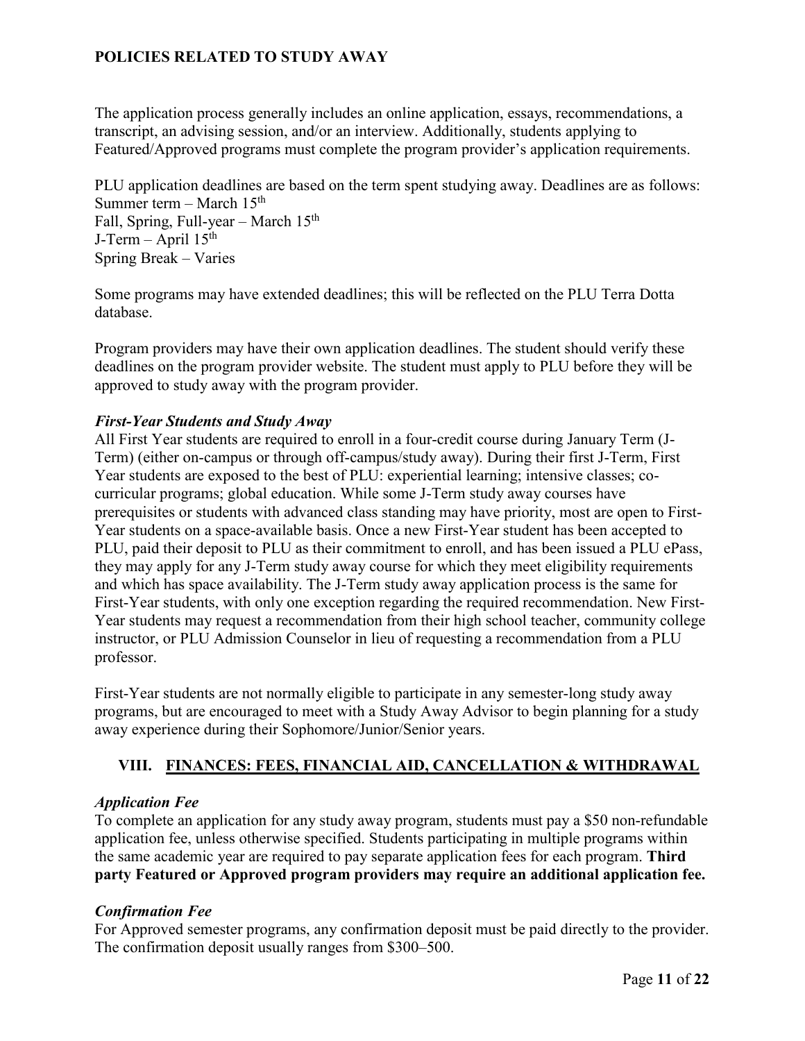## POLICIES RELATED TO STUDY AWAY

The application process generally includes an online application, essays, recommendations, a transcript, an advising session, and/or an interview. Additionally, students applying to Featured/Approved programs must complete the program provider's application requirements.

PLU application deadlines are based on the term spent studying away. Deadlines are as follows:
Summer term – March 15th
Fall, Spring, Full-year – March 15th
J-Term – April 15th
Spring Break – Varies

Some programs may have extended deadlines; this will be reflected on the PLU Terra Dotta database.

Program providers may have their own application deadlines. The student should verify these deadlines on the program provider website. The student must apply to PLU before they will be approved to study away with the program provider.

### *First-Year Students and Study Away*

All First Year students are required to enroll in a four-credit course during January Term (J-Term) (either on-campus or through off-campus/study away). During their first J-Term, First Year students are exposed to the best of PLU: experiential learning; intensive classes; co-curricular programs; global education. While some J-Term study away courses have prerequisites or students with advanced class standing may have priority, most are open to First-Year students on a space-available basis. Once a new First-Year student has been accepted to PLU, paid their deposit to PLU as their commitment to enroll, and has been issued a PLU ePass, they may apply for any J-Term study away course for which they meet eligibility requirements and which has space availability. The J-Term study away application process is the same for First-Year students, with only one exception regarding the required recommendation. New First-Year students may request a recommendation from their high school teacher, community college instructor, or PLU Admission Counselor in lieu of requesting a recommendation from a PLU professor.

First-Year students are not normally eligible to participate in any semester-long study away programs, but are encouraged to meet with a Study Away Advisor to begin planning for a study away experience during their Sophomore/Junior/Senior years.

## VIII. FINANCES: FEES, FINANCIAL AID, CANCELLATION & WITHDRAWAL

### *Application Fee*

To complete an application for any study away program, students must pay a $50 non-refundable application fee, unless otherwise specified. Students participating in multiple programs within the same academic year are required to pay separate application fees for each program. **Third party Featured or Approved program providers may require an additional application fee.**

### *Confirmation Fee*

For Approved semester programs, any confirmation deposit must be paid directly to the provider. The confirmation deposit usually ranges from $300–500.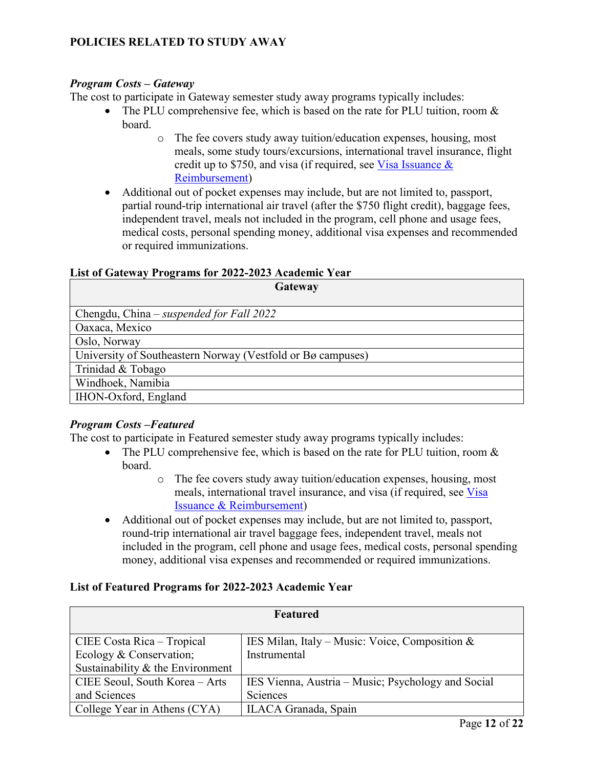## POLICIES RELATED TO STUDY AWAY

### *Program Costs – Gateway*

The cost to participate in Gateway semester study away programs typically includes:

- The PLU comprehensive fee, which is based on the rate for PLU tuition, room & board.
    - The fee covers study away tuition/education expenses, housing, most meals, some study tours/excursions, international travel insurance, flight credit up to $750, and visa (if required, see [Visa Issuance & Reimbursement](#))
- Additional out of pocket expenses may include, but are not limited to, passport, partial round-trip international air travel (after the $750 flight credit), baggage fees, independent travel, meals not included in the program, cell phone and usage fees, medical costs, personal spending money, additional visa expenses and recommended or required immunizations.

**List of Gateway Programs for 2022-2023 Academic Year**

| Gateway |
| --- |
| Chengdu, China – *suspended for Fall 2022* |
| Oaxaca, Mexico |
| Oslo, Norway |
| University of Southeastern Norway (Vestfold or Bø campuses) |
| Trinidad & Tobago |
| Windhoek, Namibia |
| IHON-Oxford, England |

### *Program Costs –Featured*

The cost to participate in Featured semester study away programs typically includes:

- The PLU comprehensive fee, which is based on the rate for PLU tuition, room & board.
    - The fee covers study away tuition/education expenses, housing, most meals, international travel insurance, and visa (if required, see [Visa Issuance & Reimbursement](#))
- Additional out of pocket expenses may include, but are not limited to, passport, round-trip international air travel baggage fees, independent travel, meals not included in the program, cell phone and usage fees, medical costs, personal spending money, additional visa expenses and recommended or required immunizations.

**List of Featured Programs for 2022-2023 Academic Year**

| Featured | |
| --- | --- |
| CIEE Costa Rica – Tropical Ecology & Conservation; Sustainability & the Environment | IES Milan, Italy – Music: Voice, Composition & Instrumental |
| CIEE Seoul, South Korea – Arts and Sciences | IES Vienna, Austria – Music; Psychology and Social Sciences |
| College Year in Athens (CYA) | ILACA Granada, Spain |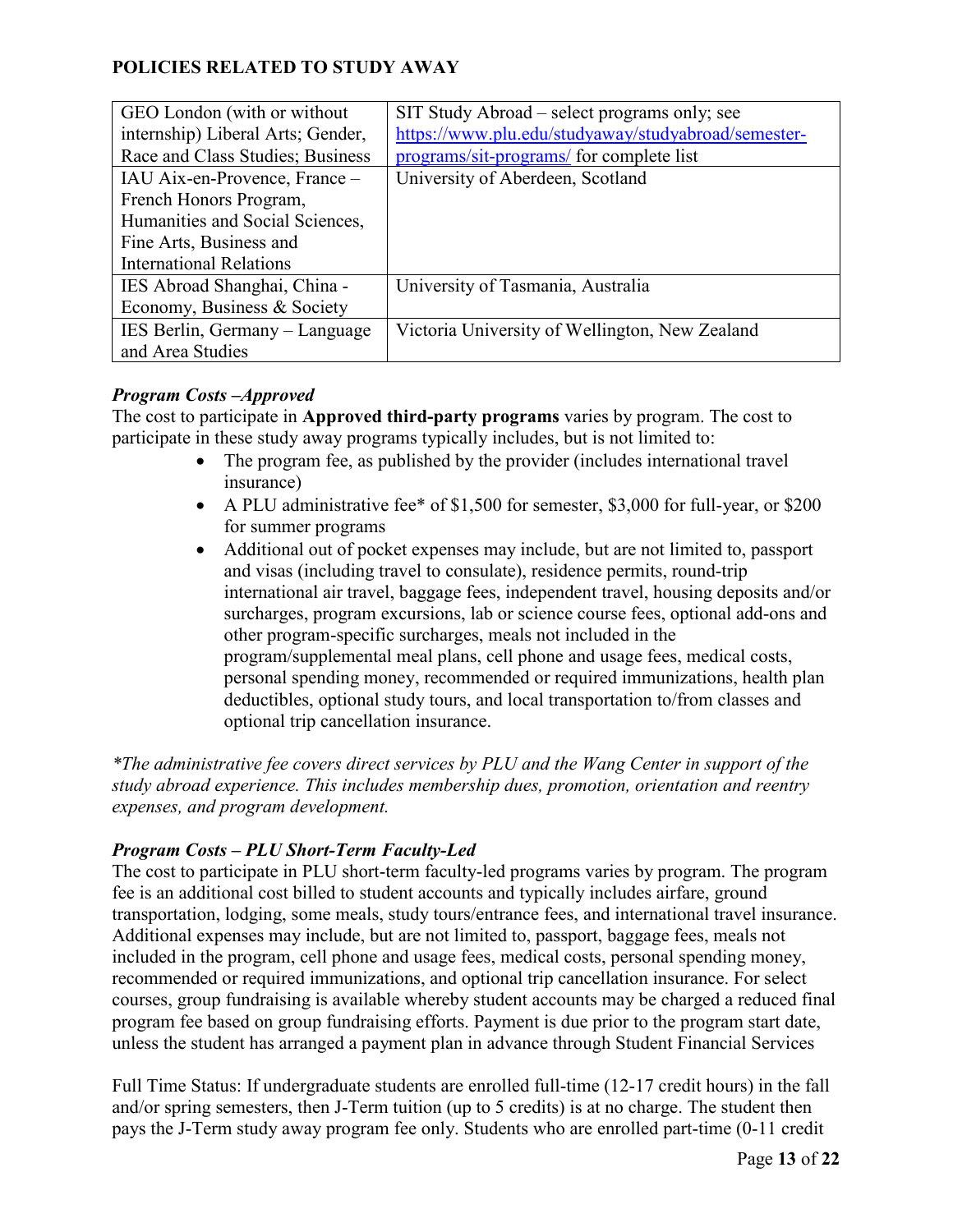**POLICIES RELATED TO STUDY AWAY**

| | |
|---|---|
| GEO London (with or without internship) Liberal Arts; Gender, Race and Class Studies; Business | SIT Study Abroad – select programs only; see [https://www.plu.edu/studyaway/studyabroad/semester-programs/sit-programs/](https://www.plu.edu/studyaway/studyabroad/semester-programs/sit-programs/) for complete list |
| IAU Aix-en-Provence, France – French Honors Program, Humanities and Social Sciences, Fine Arts, Business and International Relations | University of Aberdeen, Scotland |
| IES Abroad Shanghai, China - Economy, Business & Society | University of Tasmania, Australia |
| IES Berlin, Germany – Language and Area Studies | Victoria University of Wellington, New Zealand |

***Program Costs –Approved***

The cost to participate in **Approved third-party programs** varies by program. The cost to participate in these study away programs typically includes, but is not limited to:

- The program fee, as published by the provider (includes international travel insurance)
- A PLU administrative fee* of $1,500 for semester, $3,000 for full-year, or $200 for summer programs
- Additional out of pocket expenses may include, but are not limited to, passport and visas (including travel to consulate), residence permits, round-trip international air travel, baggage fees, independent travel, housing deposits and/or surcharges, program excursions, lab or science course fees, optional add-ons and other program-specific surcharges, meals not included in the program/supplemental meal plans, cell phone and usage fees, medical costs, personal spending money, recommended or required immunizations, health plan deductibles, optional study tours, and local transportation to/from classes and optional trip cancellation insurance.

*\*The administrative fee covers direct services by PLU and the Wang Center in support of the study abroad experience. This includes membership dues, promotion, orientation and reentry expenses, and program development.*

***Program Costs – PLU Short-Term Faculty-Led***

The cost to participate in PLU short-term faculty-led programs varies by program. The program fee is an additional cost billed to student accounts and typically includes airfare, ground transportation, lodging, some meals, study tours/entrance fees, and international travel insurance. Additional expenses may include, but are not limited to, passport, baggage fees, meals not included in the program, cell phone and usage fees, medical costs, personal spending money, recommended or required immunizations, and optional trip cancellation insurance. For select courses, group fundraising is available whereby student accounts may be charged a reduced final program fee based on group fundraising efforts. Payment is due prior to the program start date, unless the student has arranged a payment plan in advance through Student Financial Services

Full Time Status: If undergraduate students are enrolled full-time (12-17 credit hours) in the fall and/or spring semesters, then J-Term tuition (up to 5 credits) is at no charge. The student then pays the J-Term study away program fee only. Students who are enrolled part-time (0-11 credit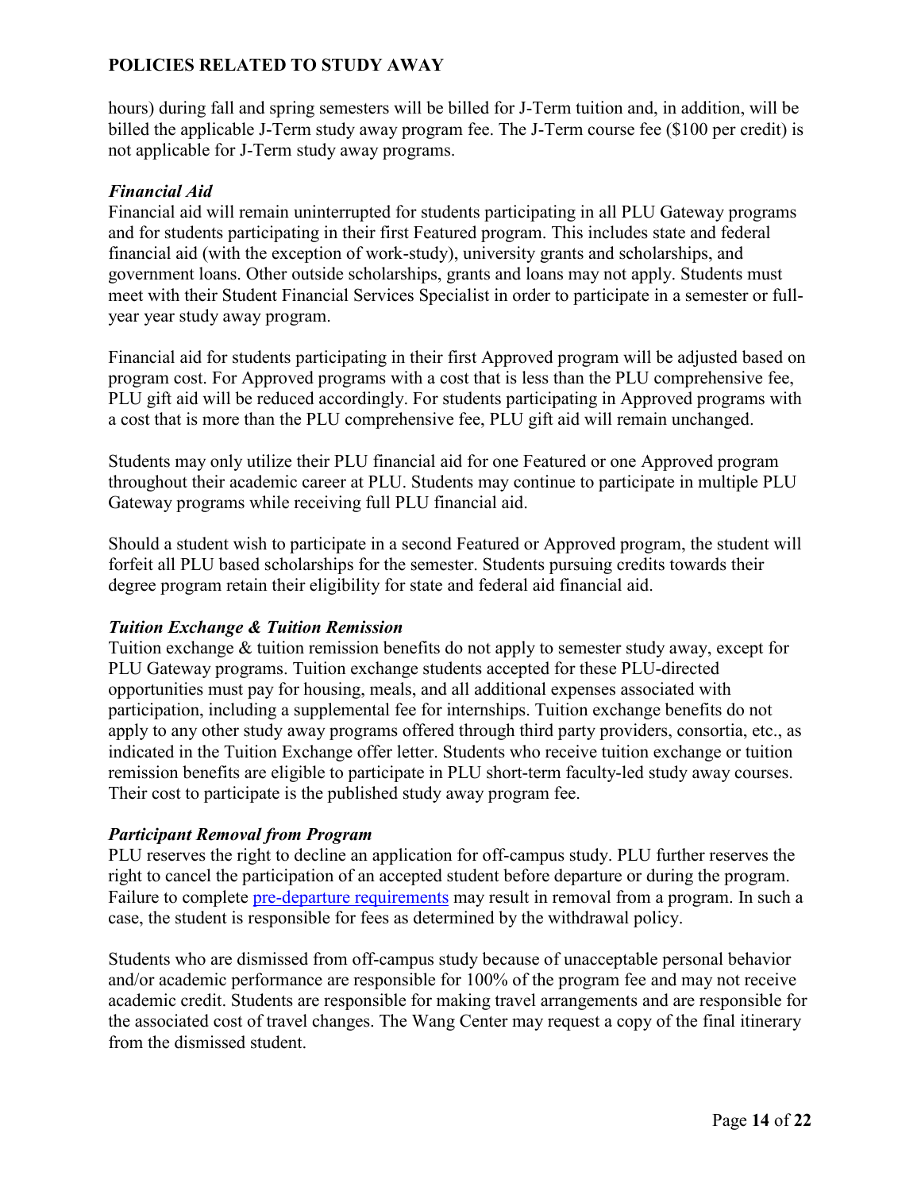hours) during fall and spring semesters will be billed for J-Term tuition and, in addition, will be billed the applicable J-Term study away program fee. The J-Term course fee ($100 per credit) is not applicable for J-Term study away programs.

### *Financial Aid*

Financial aid will remain uninterrupted for students participating in all PLU Gateway programs and for students participating in their first Featured program. This includes state and federal financial aid (with the exception of work-study), university grants and scholarships, and government loans. Other outside scholarships, grants and loans may not apply. Students must meet with their Student Financial Services Specialist in order to participate in a semester or full-year year study away program.

Financial aid for students participating in their first Approved program will be adjusted based on program cost. For Approved programs with a cost that is less than the PLU comprehensive fee, PLU gift aid will be reduced accordingly. For students participating in Approved programs with a cost that is more than the PLU comprehensive fee, PLU gift aid will remain unchanged.

Students may only utilize their PLU financial aid for one Featured or one Approved program throughout their academic career at PLU. Students may continue to participate in multiple PLU Gateway programs while receiving full PLU financial aid.

Should a student wish to participate in a second Featured or Approved program, the student will forfeit all PLU based scholarships for the semester. Students pursuing credits towards their degree program retain their eligibility for state and federal aid financial aid.

### *Tuition Exchange & Tuition Remission*

Tuition exchange & tuition remission benefits do not apply to semester study away, except for PLU Gateway programs. Tuition exchange students accepted for these PLU-directed opportunities must pay for housing, meals, and all additional expenses associated with participation, including a supplemental fee for internships. Tuition exchange benefits do not apply to any other study away programs offered through third party providers, consortia, etc., as indicated in the Tuition Exchange offer letter. Students who receive tuition exchange or tuition remission benefits are eligible to participate in PLU short-term faculty-led study away courses. Their cost to participate is the published study away program fee.

### *Participant Removal from Program*

PLU reserves the right to decline an application for off-campus study. PLU further reserves the right to cancel the participation of an accepted student before departure or during the program. Failure to complete pre-departure requirements may result in removal from a program. In such a case, the student is responsible for fees as determined by the withdrawal policy.

Students who are dismissed from off-campus study because of unacceptable personal behavior and/or academic performance are responsible for 100% of the program fee and may not receive academic credit. Students are responsible for making travel arrangements and are responsible for the associated cost of travel changes. The Wang Center may request a copy of the final itinerary from the dismissed student.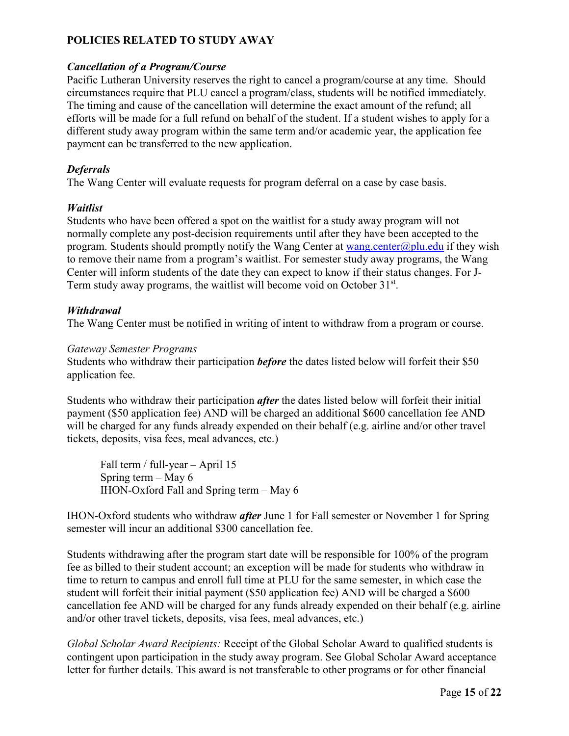## POLICIES RELATED TO STUDY AWAY

### *Cancellation of a Program/Course*

Pacific Lutheran University reserves the right to cancel a program/course at any time. Should circumstances require that PLU cancel a program/class, students will be notified immediately. The timing and cause of the cancellation will determine the exact amount of the refund; all efforts will be made for a full refund on behalf of the student. If a student wishes to apply for a different study away program within the same term and/or academic year, the application fee payment can be transferred to the new application.

### *Deferrals*

The Wang Center will evaluate requests for program deferral on a case by case basis.

### *Waitlist*

Students who have been offered a spot on the waitlist for a study away program will not normally complete any post-decision requirements until after they have been accepted to the program. Students should promptly notify the Wang Center at wang.center@plu.edu if they wish to remove their name from a program's waitlist. For semester study away programs, the Wang Center will inform students of the date they can expect to know if their status changes. For J-Term study away programs, the waitlist will become void on October 31st.

### *Withdrawal*

The Wang Center must be notified in writing of intent to withdraw from a program or course.

*Gateway Semester Programs*

Students who withdraw their participation ***before*** the dates listed below will forfeit their $50 application fee.

Students who withdraw their participation ***after*** the dates listed below will forfeit their initial payment ($50 application fee) AND will be charged an additional $600 cancellation fee AND will be charged for any funds already expended on their behalf (e.g. airline and/or other travel tickets, deposits, visa fees, meal advances, etc.)

> Fall term / full-year – April 15
> Spring term – May 6
> IHON-Oxford Fall and Spring term – May 6

IHON-Oxford students who withdraw ***after*** June 1 for Fall semester or November 1 for Spring semester will incur an additional $300 cancellation fee.

Students withdrawing after the program start date will be responsible for 100% of the program fee as billed to their student account; an exception will be made for students who withdraw in time to return to campus and enroll full time at PLU for the same semester, in which case the student will forfeit their initial payment ($50 application fee) AND will be charged a $600 cancellation fee AND will be charged for any funds already expended on their behalf (e.g. airline and/or other travel tickets, deposits, visa fees, meal advances, etc.)

*Global Scholar Award Recipients:* Receipt of the Global Scholar Award to qualified students is contingent upon participation in the study away program. See Global Scholar Award acceptance letter for further details. This award is not transferable to other programs or for other financial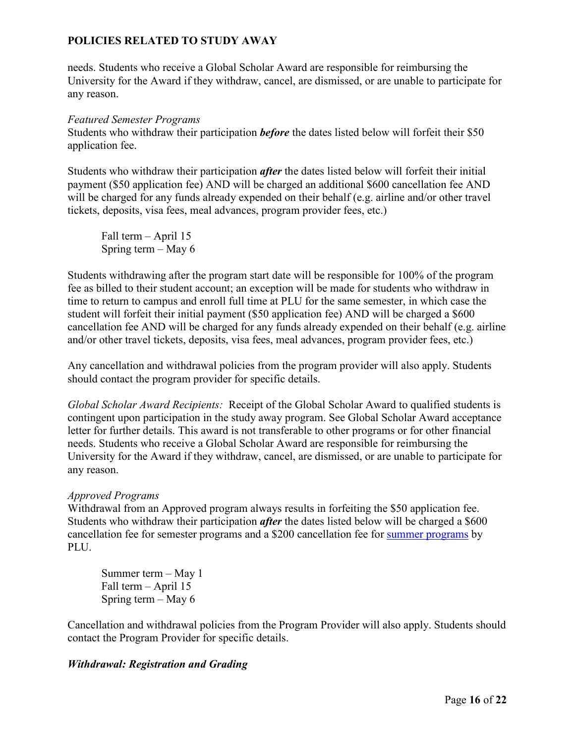needs. Students who receive a Global Scholar Award are responsible for reimbursing the University for the Award if they withdraw, cancel, are dismissed, or are unable to participate for any reason.

*Featured Semester Programs*

Students who withdraw their participation ***before*** the dates listed below will forfeit their $50 application fee.

Students who withdraw their participation ***after*** the dates listed below will forfeit their initial payment ($50 application fee) AND will be charged an additional $600 cancellation fee AND will be charged for any funds already expended on their behalf (e.g. airline and/or other travel tickets, deposits, visa fees, meal advances, program provider fees, etc.)

> Fall term – April 15
> Spring term – May 6

Students withdrawing after the program start date will be responsible for 100% of the program fee as billed to their student account; an exception will be made for students who withdraw in time to return to campus and enroll full time at PLU for the same semester, in which case the student will forfeit their initial payment ($50 application fee) AND will be charged a $600 cancellation fee AND will be charged for any funds already expended on their behalf (e.g. airline and/or other travel tickets, deposits, visa fees, meal advances, program provider fees, etc.)

Any cancellation and withdrawal policies from the program provider will also apply. Students should contact the program provider for specific details.

*Global Scholar Award Recipients:* Receipt of the Global Scholar Award to qualified students is contingent upon participation in the study away program. See Global Scholar Award acceptance letter for further details. This award is not transferable to other programs or for other financial needs. Students who receive a Global Scholar Award are responsible for reimbursing the University for the Award if they withdraw, cancel, are dismissed, or are unable to participate for any reason.

*Approved Programs*

Withdrawal from an Approved program always results in forfeiting the $50 application fee. Students who withdraw their participation ***after*** the dates listed below will be charged a $600 cancellation fee for semester programs and a $200 cancellation fee for summer programs by PLU.

> Summer term – May 1
> Fall term – April 15
> Spring term – May 6

Cancellation and withdrawal policies from the Program Provider will also apply. Students should contact the Program Provider for specific details.

***Withdrawal: Registration and Grading***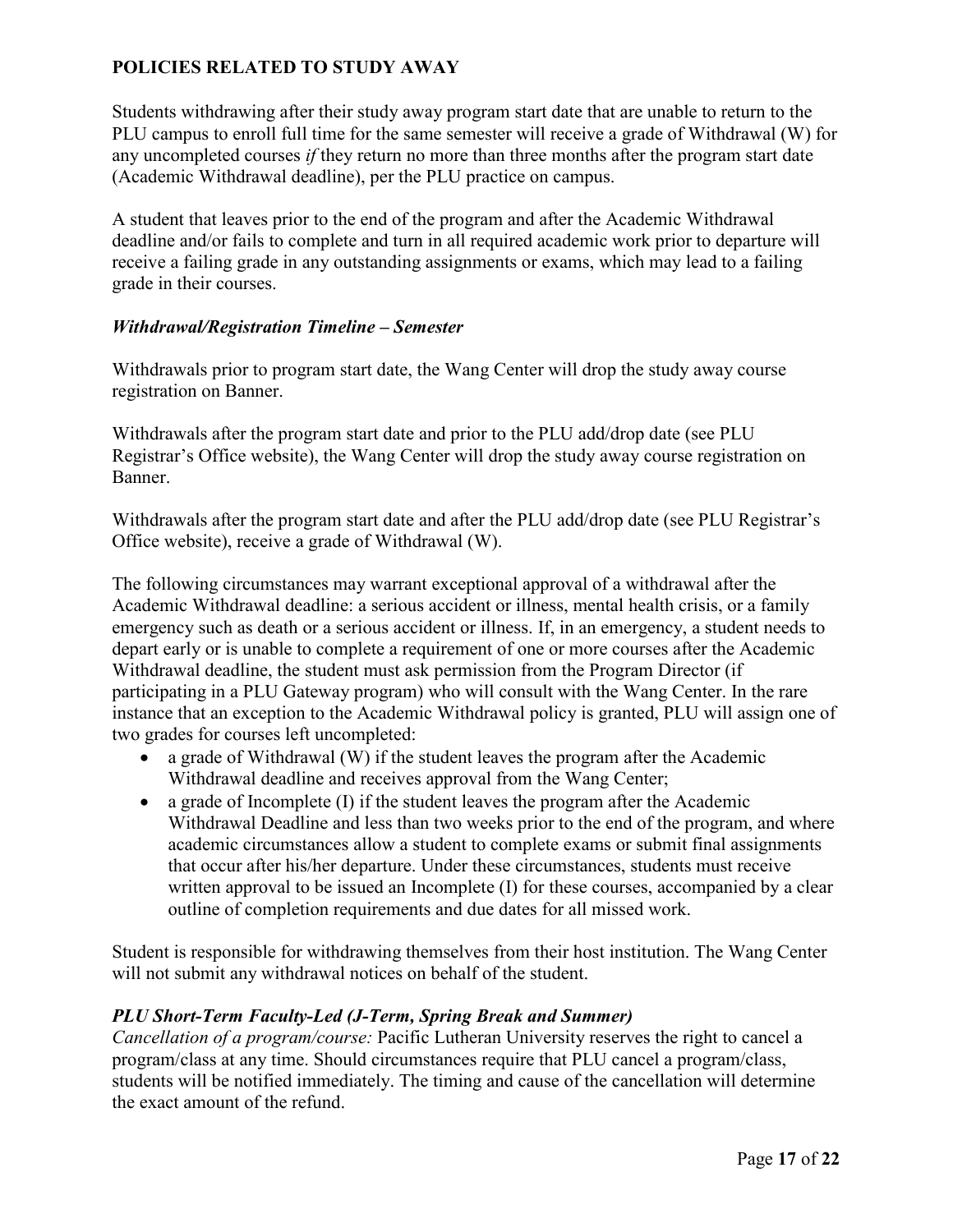**POLICIES RELATED TO STUDY AWAY**

Students withdrawing after their study away program start date that are unable to return to the PLU campus to enroll full time for the same semester will receive a grade of Withdrawal (W) for any uncompleted courses *if* they return no more than three months after the program start date (Academic Withdrawal deadline), per the PLU practice on campus.

A student that leaves prior to the end of the program and after the Academic Withdrawal deadline and/or fails to complete and turn in all required academic work prior to departure will receive a failing grade in any outstanding assignments or exams, which may lead to a failing grade in their courses.

***Withdrawal/Registration Timeline – Semester***

Withdrawals prior to program start date, the Wang Center will drop the study away course registration on Banner.

Withdrawals after the program start date and prior to the PLU add/drop date (see PLU Registrar's Office website), the Wang Center will drop the study away course registration on Banner.

Withdrawals after the program start date and after the PLU add/drop date (see PLU Registrar's Office website), receive a grade of Withdrawal (W).

The following circumstances may warrant exceptional approval of a withdrawal after the Academic Withdrawal deadline: a serious accident or illness, mental health crisis, or a family emergency such as death or a serious accident or illness. If, in an emergency, a student needs to depart early or is unable to complete a requirement of one or more courses after the Academic Withdrawal deadline, the student must ask permission from the Program Director (if participating in a PLU Gateway program) who will consult with the Wang Center. In the rare instance that an exception to the Academic Withdrawal policy is granted, PLU will assign one of two grades for courses left uncompleted:

- a grade of Withdrawal (W) if the student leaves the program after the Academic Withdrawal deadline and receives approval from the Wang Center;
- a grade of Incomplete (I) if the student leaves the program after the Academic Withdrawal Deadline and less than two weeks prior to the end of the program, and where academic circumstances allow a student to complete exams or submit final assignments that occur after his/her departure. Under these circumstances, students must receive written approval to be issued an Incomplete (I) for these courses, accompanied by a clear outline of completion requirements and due dates for all missed work.

Student is responsible for withdrawing themselves from their host institution. The Wang Center will not submit any withdrawal notices on behalf of the student.

***PLU Short-Term Faculty-Led (J-Term, Spring Break and Summer)***

*Cancellation of a program/course:* Pacific Lutheran University reserves the right to cancel a program/class at any time. Should circumstances require that PLU cancel a program/class, students will be notified immediately. The timing and cause of the cancellation will determine the exact amount of the refund.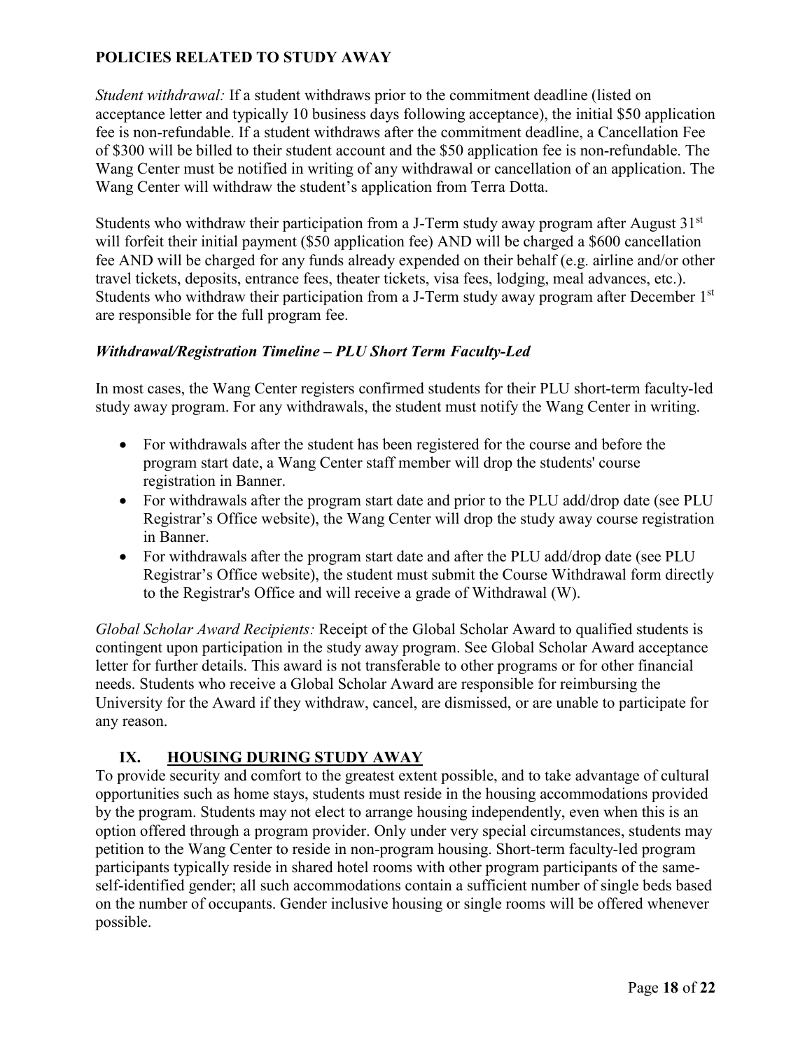**POLICIES RELATED TO STUDY AWAY**

*Student withdrawal:* If a student withdraws prior to the commitment deadline (listed on acceptance letter and typically 10 business days following acceptance), the initial $50 application fee is non-refundable. If a student withdraws after the commitment deadline, a Cancellation Fee of $300 will be billed to their student account and the $50 application fee is non-refundable. The Wang Center must be notified in writing of any withdrawal or cancellation of an application. The Wang Center will withdraw the student's application from Terra Dotta.

Students who withdraw their participation from a J-Term study away program after August 31st will forfeit their initial payment ($50 application fee) AND will be charged a $600 cancellation fee AND will be charged for any funds already expended on their behalf (e.g. airline and/or other travel tickets, deposits, entrance fees, theater tickets, visa fees, lodging, meal advances, etc.). Students who withdraw their participation from a J-Term study away program after December 1st are responsible for the full program fee.

***Withdrawal/Registration Timeline – PLU Short Term Faculty-Led***

In most cases, the Wang Center registers confirmed students for their PLU short-term faculty-led study away program. For any withdrawals, the student must notify the Wang Center in writing.

- For withdrawals after the student has been registered for the course and before the program start date, a Wang Center staff member will drop the students' course registration in Banner.
- For withdrawals after the program start date and prior to the PLU add/drop date (see PLU Registrar's Office website), the Wang Center will drop the study away course registration in Banner.
- For withdrawals after the program start date and after the PLU add/drop date (see PLU Registrar's Office website), the student must submit the Course Withdrawal form directly to the Registrar's Office and will receive a grade of Withdrawal (W).

*Global Scholar Award Recipients:* Receipt of the Global Scholar Award to qualified students is contingent upon participation in the study away program. See Global Scholar Award acceptance letter for further details. This award is not transferable to other programs or for other financial needs. Students who receive a Global Scholar Award are responsible for reimbursing the University for the Award if they withdraw, cancel, are dismissed, or are unable to participate for any reason.

## IX. HOUSING DURING STUDY AWAY

To provide security and comfort to the greatest extent possible, and to take advantage of cultural opportunities such as home stays, students must reside in the housing accommodations provided by the program. Students may not elect to arrange housing independently, even when this is an option offered through a program provider. Only under very special circumstances, students may petition to the Wang Center to reside in non-program housing. Short-term faculty-led program participants typically reside in shared hotel rooms with other program participants of the same-self-identified gender; all such accommodations contain a sufficient number of single beds based on the number of occupants. Gender inclusive housing or single rooms will be offered whenever possible.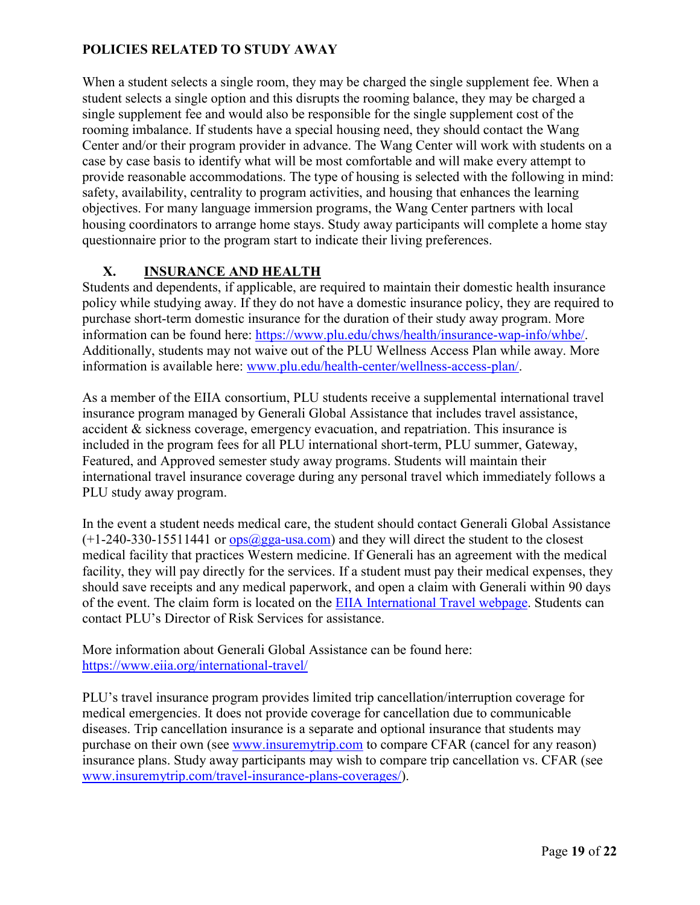**POLICIES RELATED TO STUDY AWAY**

When a student selects a single room, they may be charged the single supplement fee. When a student selects a single option and this disrupts the rooming balance, they may be charged a single supplement fee and would also be responsible for the single supplement cost of the rooming imbalance. If students have a special housing need, they should contact the Wang Center and/or their program provider in advance. The Wang Center will work with students on a case by case basis to identify what will be most comfortable and will make every attempt to provide reasonable accommodations. The type of housing is selected with the following in mind: safety, availability, centrality to program activities, and housing that enhances the learning objectives. For many language immersion programs, the Wang Center partners with local housing coordinators to arrange home stays. Study away participants will complete a home stay questionnaire prior to the program start to indicate their living preferences.

## X. INSURANCE AND HEALTH

Students and dependents, if applicable, are required to maintain their domestic health insurance policy while studying away. If they do not have a domestic insurance policy, they are required to purchase short-term domestic insurance for the duration of their study away program. More information can be found here: https://www.plu.edu/chws/health/insurance-wap-info/whbe/. Additionally, students may not waive out of the PLU Wellness Access Plan while away. More information is available here: www.plu.edu/health-center/wellness-access-plan/.

As a member of the EIIA consortium, PLU students receive a supplemental international travel insurance program managed by Generali Global Assistance that includes travel assistance, accident & sickness coverage, emergency evacuation, and repatriation. This insurance is included in the program fees for all PLU international short-term, PLU summer, Gateway, Featured, and Approved semester study away programs. Students will maintain their international travel insurance coverage during any personal travel which immediately follows a PLU study away program.

In the event a student needs medical care, the student should contact Generali Global Assistance (+1-240-330-15511441 or ops@gga-usa.com) and they will direct the student to the closest medical facility that practices Western medicine. If Generali has an agreement with the medical facility, they will pay directly for the services. If a student must pay their medical expenses, they should save receipts and any medical paperwork, and open a claim with Generali within 90 days of the event. The claim form is located on the EIIA International Travel webpage. Students can contact PLU's Director of Risk Services for assistance.

More information about Generali Global Assistance can be found here: https://www.eiia.org/international-travel/

PLU's travel insurance program provides limited trip cancellation/interruption coverage for medical emergencies. It does not provide coverage for cancellation due to communicable diseases. Trip cancellation insurance is a separate and optional insurance that students may purchase on their own (see www.insuremytrip.com to compare CFAR (cancel for any reason) insurance plans. Study away participants may wish to compare trip cancellation vs. CFAR (see www.insuremytrip.com/travel-insurance-plans-coverages/).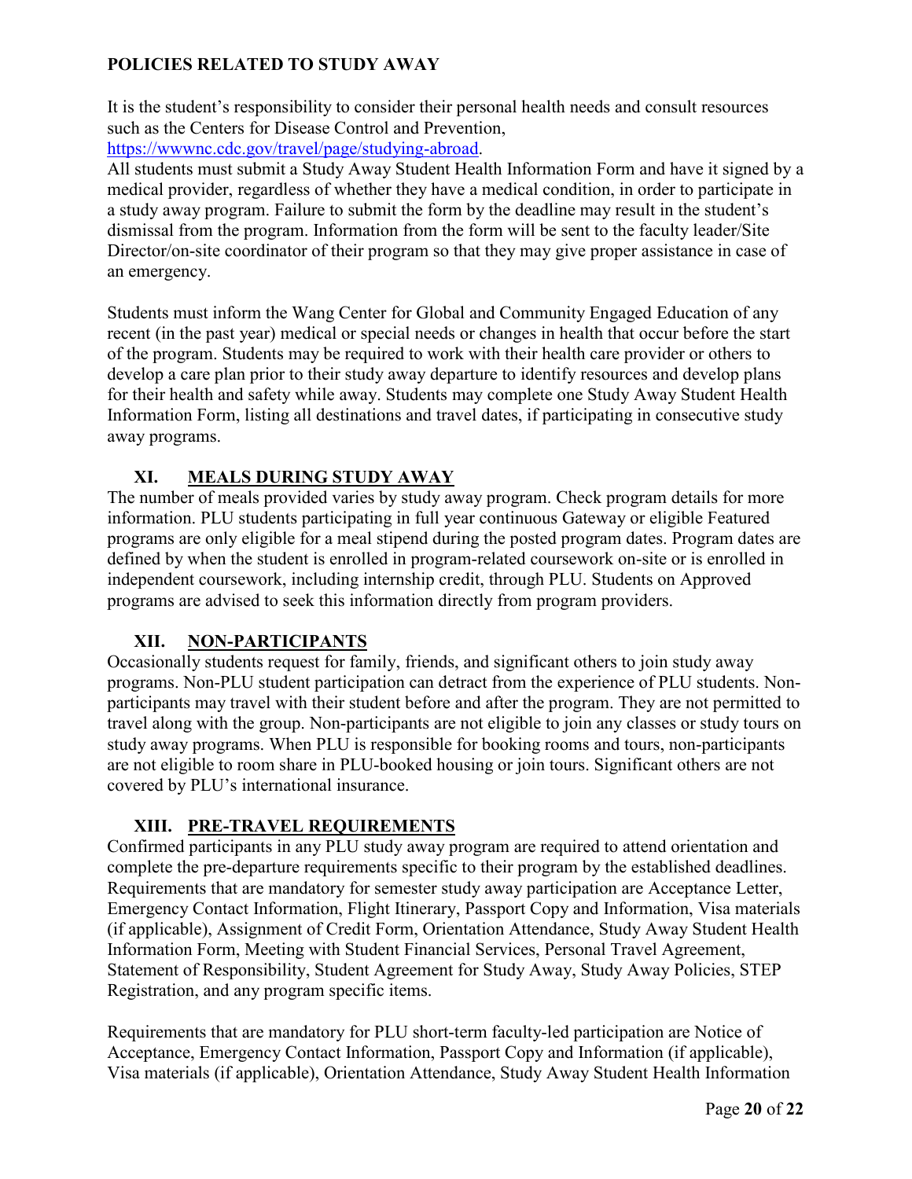**POLICIES RELATED TO STUDY AWAY**

It is the student's responsibility to consider their personal health needs and consult resources such as the Centers for Disease Control and Prevention, [https://wwwnc.cdc.gov/travel/page/studying-abroad](https://wwwnc.cdc.gov/travel/page/studying-abroad).
All students must submit a Study Away Student Health Information Form and have it signed by a medical provider, regardless of whether they have a medical condition, in order to participate in a study away program. Failure to submit the form by the deadline may result in the student's dismissal from the program. Information from the form will be sent to the faculty leader/Site Director/on-site coordinator of their program so that they may give proper assistance in case of an emergency.

Students must inform the Wang Center for Global and Community Engaged Education of any recent (in the past year) medical or special needs or changes in health that occur before the start of the program. Students may be required to work with their health care provider or others to develop a care plan prior to their study away departure to identify resources and develop plans for their health and safety while away. Students may complete one Study Away Student Health Information Form, listing all destinations and travel dates, if participating in consecutive study away programs.

## XI. MEALS DURING STUDY AWAY

The number of meals provided varies by study away program. Check program details for more information. PLU students participating in full year continuous Gateway or eligible Featured programs are only eligible for a meal stipend during the posted program dates. Program dates are defined by when the student is enrolled in program-related coursework on-site or is enrolled in independent coursework, including internship credit, through PLU. Students on Approved programs are advised to seek this information directly from program providers.

## XII. NON-PARTICIPANTS

Occasionally students request for family, friends, and significant others to join study away programs. Non-PLU student participation can detract from the experience of PLU students. Non-participants may travel with their student before and after the program. They are not permitted to travel along with the group. Non-participants are not eligible to join any classes or study tours on study away programs. When PLU is responsible for booking rooms and tours, non-participants are not eligible to room share in PLU-booked housing or join tours. Significant others are not covered by PLU's international insurance.

## XIII. PRE-TRAVEL REQUIREMENTS

Confirmed participants in any PLU study away program are required to attend orientation and complete the pre-departure requirements specific to their program by the established deadlines. Requirements that are mandatory for semester study away participation are Acceptance Letter, Emergency Contact Information, Flight Itinerary, Passport Copy and Information, Visa materials (if applicable), Assignment of Credit Form, Orientation Attendance, Study Away Student Health Information Form, Meeting with Student Financial Services, Personal Travel Agreement, Statement of Responsibility, Student Agreement for Study Away, Study Away Policies, STEP Registration, and any program specific items.

Requirements that are mandatory for PLU short-term faculty-led participation are Notice of Acceptance, Emergency Contact Information, Passport Copy and Information (if applicable), Visa materials (if applicable), Orientation Attendance, Study Away Student Health Information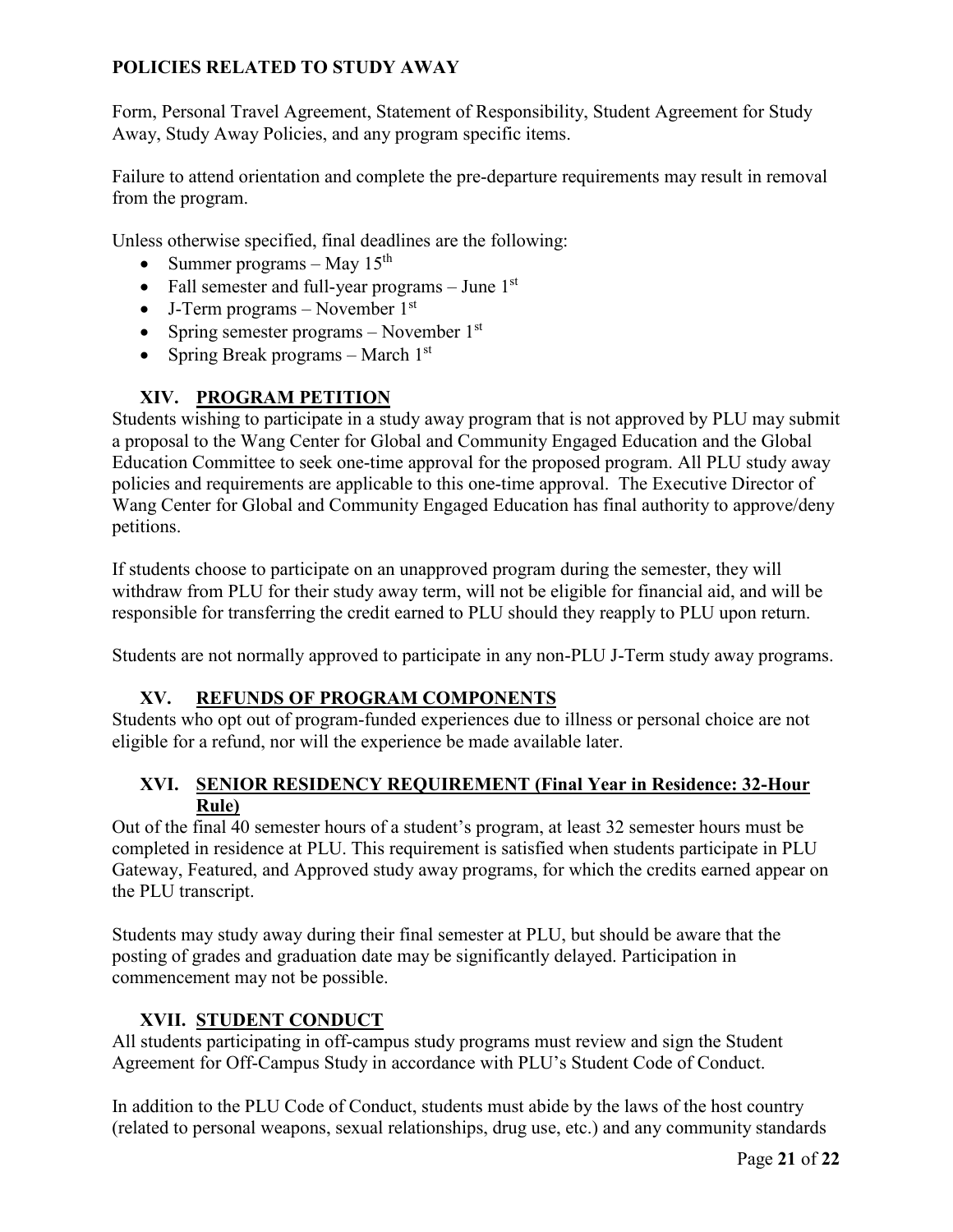**POLICIES RELATED TO STUDY AWAY**

Form, Personal Travel Agreement, Statement of Responsibility, Student Agreement for Study Away, Study Away Policies, and any program specific items.

Failure to attend orientation and complete the pre-departure requirements may result in removal from the program.

Unless otherwise specified, final deadlines are the following:

- Summer programs – May 15th
- Fall semester and full-year programs – June 1st
- J-Term programs – November 1st
- Spring semester programs – November 1st
- Spring Break programs – March 1st

## XIV. PROGRAM PETITION

Students wishing to participate in a study away program that is not approved by PLU may submit a proposal to the Wang Center for Global and Community Engaged Education and the Global Education Committee to seek one-time approval for the proposed program. All PLU study away policies and requirements are applicable to this one-time approval. The Executive Director of Wang Center for Global and Community Engaged Education has final authority to approve/deny petitions.

If students choose to participate on an unapproved program during the semester, they will withdraw from PLU for their study away term, will not be eligible for financial aid, and will be responsible for transferring the credit earned to PLU should they reapply to PLU upon return.

Students are not normally approved to participate in any non-PLU J-Term study away programs.

## XV. REFUNDS OF PROGRAM COMPONENTS

Students who opt out of program-funded experiences due to illness or personal choice are not eligible for a refund, nor will the experience be made available later.

## XVI. SENIOR RESIDENCY REQUIREMENT (Final Year in Residence: 32-Hour Rule)

Out of the final 40 semester hours of a student's program, at least 32 semester hours must be completed in residence at PLU. This requirement is satisfied when students participate in PLU Gateway, Featured, and Approved study away programs, for which the credits earned appear on the PLU transcript.

Students may study away during their final semester at PLU, but should be aware that the posting of grades and graduation date may be significantly delayed. Participation in commencement may not be possible.

## XVII. STUDENT CONDUCT

All students participating in off-campus study programs must review and sign the Student Agreement for Off-Campus Study in accordance with PLU's Student Code of Conduct.

In addition to the PLU Code of Conduct, students must abide by the laws of the host country (related to personal weapons, sexual relationships, drug use, etc.) and any community standards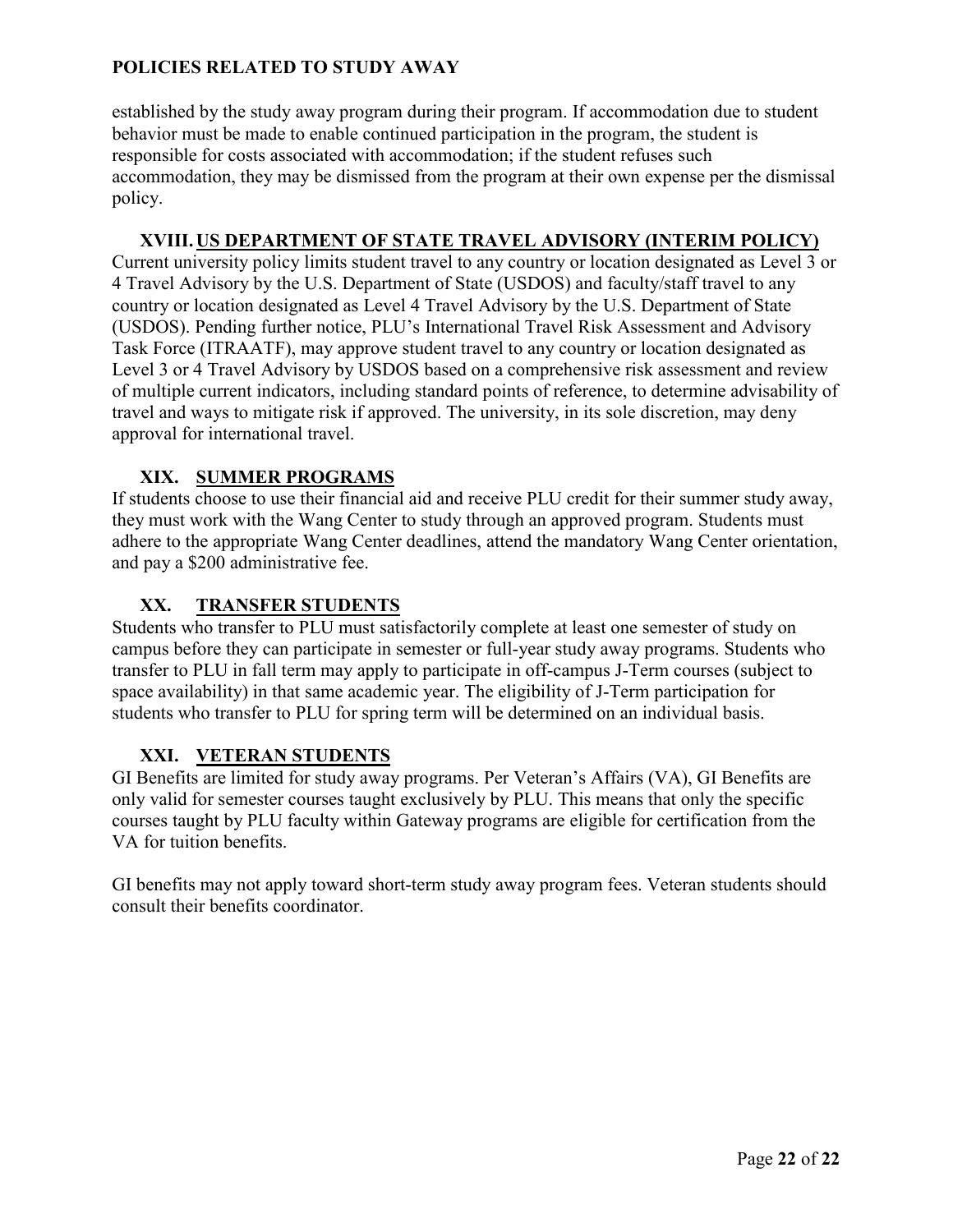established by the study away program during their program. If accommodation due to student behavior must be made to enable continued participation in the program, the student is responsible for costs associated with accommodation; if the student refuses such accommodation, they may be dismissed from the program at their own expense per the dismissal policy.

## XVIII. US DEPARTMENT OF STATE TRAVEL ADVISORY (INTERIM POLICY)

Current university policy limits student travel to any country or location designated as Level 3 or 4 Travel Advisory by the U.S. Department of State (USDOS) and faculty/staff travel to any country or location designated as Level 4 Travel Advisory by the U.S. Department of State (USDOS). Pending further notice, PLU's International Travel Risk Assessment and Advisory Task Force (ITRAATF), may approve student travel to any country or location designated as Level 3 or 4 Travel Advisory by USDOS based on a comprehensive risk assessment and review of multiple current indicators, including standard points of reference, to determine advisability of travel and ways to mitigate risk if approved. The university, in its sole discretion, may deny approval for international travel.

## XIX. SUMMER PROGRAMS

If students choose to use their financial aid and receive PLU credit for their summer study away, they must work with the Wang Center to study through an approved program. Students must adhere to the appropriate Wang Center deadlines, attend the mandatory Wang Center orientation, and pay a $200 administrative fee.

## XX. TRANSFER STUDENTS

Students who transfer to PLU must satisfactorily complete at least one semester of study on campus before they can participate in semester or full-year study away programs. Students who transfer to PLU in fall term may apply to participate in off-campus J-Term courses (subject to space availability) in that same academic year. The eligibility of J-Term participation for students who transfer to PLU for spring term will be determined on an individual basis.

## XXI. VETERAN STUDENTS

GI Benefits are limited for study away programs. Per Veteran's Affairs (VA), GI Benefits are only valid for semester courses taught exclusively by PLU. This means that only the specific courses taught by PLU faculty within Gateway programs are eligible for certification from the VA for tuition benefits.

GI benefits may not apply toward short-term study away program fees. Veteran students should consult their benefits coordinator.